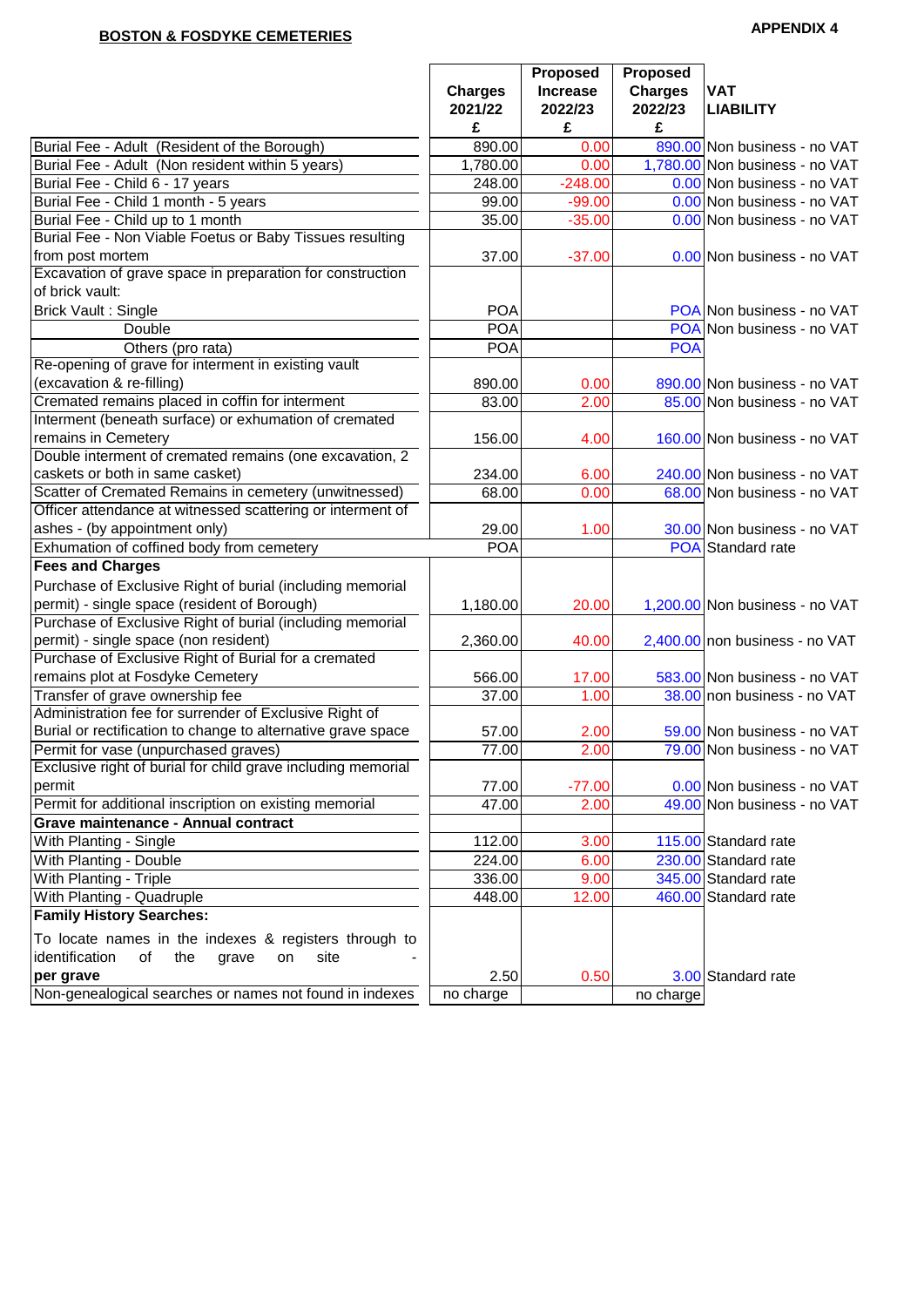APPENDIX 4

## BOSTON & FOSDYKE CEMETERIES

| | Charges 2021/22 £ | Proposed Increase 2022/23 £ | Proposed Charges 2022/23 £ | VAT LIABILITY |
|---|---|---|---|---|
| Burial Fee - Adult (Resident of the Borough) | 890.00 | 0.00 | 890.00 | Non business - no VAT |
| Burial Fee - Adult (Non resident within 5 years) | 1,780.00 | 0.00 | 1,780.00 | Non business - no VAT |
| Burial Fee - Child 6 - 17 years | 248.00 | -248.00 | 0.00 | Non business - no VAT |
| Burial Fee - Child 1 month - 5 years | 99.00 | -99.00 | 0.00 | Non business - no VAT |
| Burial Fee - Child up to 1 month | 35.00 | -35.00 | 0.00 | Non business - no VAT |
| Burial Fee - Non Viable Foetus or Baby Tissues resulting from post mortem | 37.00 | -37.00 | 0.00 | Non business - no VAT |
| Excavation of grave space in preparation for construction of brick vault: | | | | |
| Brick Vault : Single | POA | | POA | Non business - no VAT |
| Double | POA | | POA | Non business - no VAT |
| Others (pro rata) | POA | | POA | |
| Re-opening of grave for interment in existing vault (excavation & re-filling) | 890.00 | 0.00 | 890.00 | Non business - no VAT |
| Cremated remains placed in coffin for interment | 83.00 | 2.00 | 85.00 | Non business - no VAT |
| Interment (beneath surface) or exhumation of cremated remains in Cemetery | 156.00 | 4.00 | 160.00 | Non business - no VAT |
| Double interment of cremated remains (one excavation, 2 caskets or both in same casket) | 234.00 | 6.00 | 240.00 | Non business - no VAT |
| Scatter of Cremated Remains in cemetery (unwitnessed) | 68.00 | 0.00 | 68.00 | Non business - no VAT |
| Officer attendance at witnessed scattering or interment of ashes - (by appointment only) | 29.00 | 1.00 | 30.00 | Non business - no VAT |
| Exhumation of coffined body from cemetery | POA | | POA | Standard rate |
| **Fees and Charges** | | | | |
| Purchase of Exclusive Right of burial (including memorial permit) - single space (resident of Borough) | 1,180.00 | 20.00 | 1,200.00 | Non business - no VAT |
| Purchase of Exclusive Right of burial (including memorial permit) - single space (non resident) | 2,360.00 | 40.00 | 2,400.00 | non business - no VAT |
| Purchase of Exclusive Right of Burial for a cremated remains plot at Fosdyke Cemetery | 566.00 | 17.00 | 583.00 | Non business - no VAT |
| Transfer of grave ownership fee | 37.00 | 1.00 | 38.00 | non business - no VAT |
| Administration fee for surrender of Exclusive Right of Burial or rectification to change to alternative grave space | 57.00 | 2.00 | 59.00 | Non business - no VAT |
| Permit for vase (unpurchased graves) | 77.00 | 2.00 | 79.00 | Non business - no VAT |
| Exclusive right of burial for child grave including memorial permit | 77.00 | -77.00 | 0.00 | Non business - no VAT |
| Permit for additional inscription on existing memorial | 47.00 | 2.00 | 49.00 | Non business - no VAT |
| **Grave maintenance - Annual contract** | | | | |
| With Planting - Single | 112.00 | 3.00 | 115.00 | Standard rate |
| With Planting - Double | 224.00 | 6.00 | 230.00 | Standard rate |
| With Planting - Triple | 336.00 | 9.00 | 345.00 | Standard rate |
| With Planting - Quadruple | 448.00 | 12.00 | 460.00 | Standard rate |
| **Family History Searches:** | | | | |
| To locate names in the indexes & registers through to identification of the grave on site - **per grave** | 2.50 | 0.50 | 3.00 | Standard rate |
| Non-genealogical searches or names not found in indexes | no charge | | no charge | |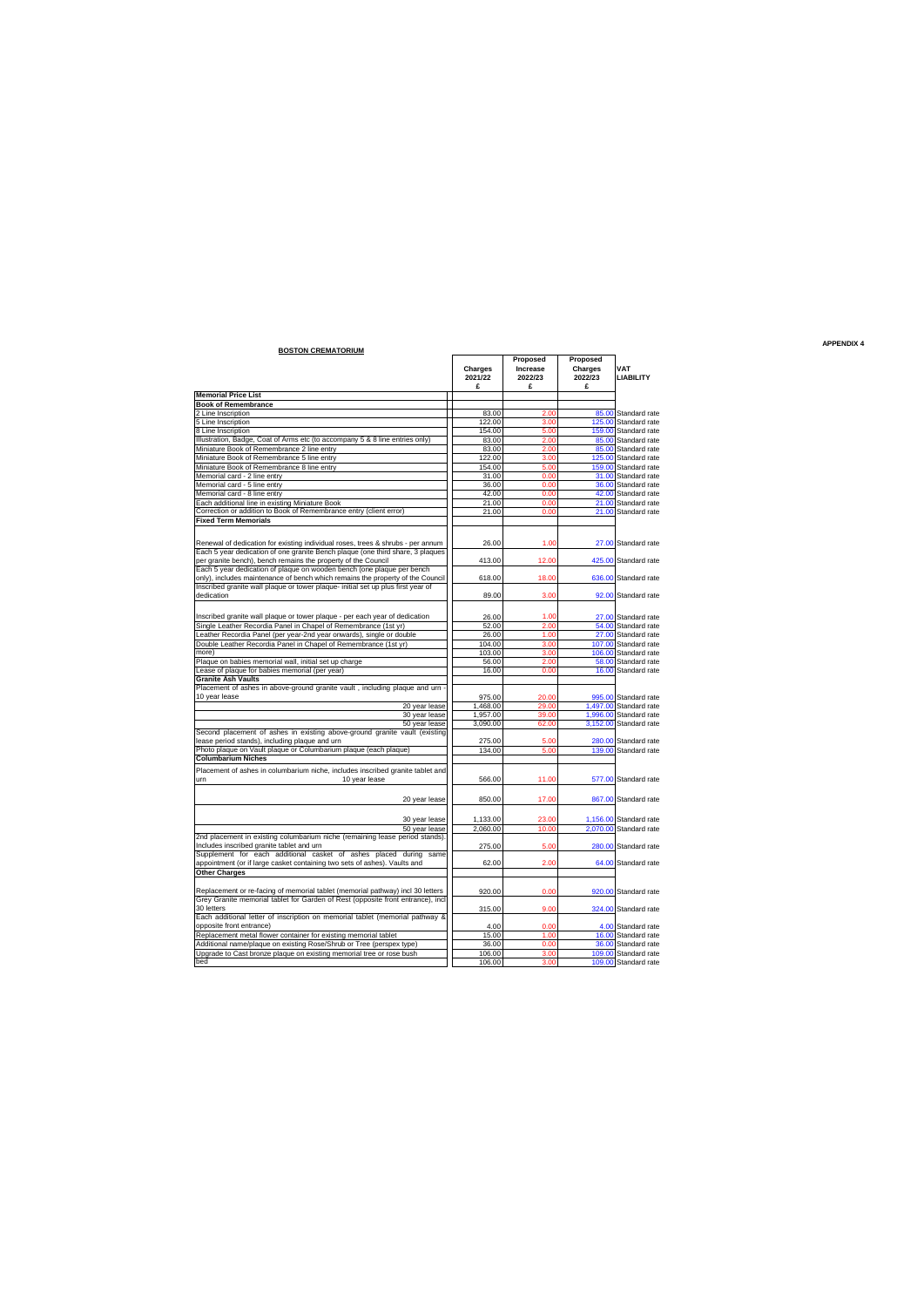**APPENDIX 4**

**BOSTON CREMATORIUM**

| | Charges 2021/22 £ | Proposed Increase 2022/23 £ | Proposed Charges 2022/23 £ | VAT LIABILITY |
|---|---|---|---|---|
| **Memorial Price List** | | | | |
| **Book of Remembrance** | | | | |
| 2 Line Inscription | 83.00 | 2.00 | 85.00 | Standard rate |
| 5 Line Inscription | 122.00 | 3.00 | 125.00 | Standard rate |
| 8 Line Inscription | 154.00 | 5.00 | 159.00 | Standard rate |
| Illustration, Badge, Coat of Arms etc (to accompany 5 & 8 line entries only) | 83.00 | 2.00 | 85.00 | Standard rate |
| Miniature Book of Remembrance 2 line entry | 83.00 | 2.00 | 85.00 | Standard rate |
| Miniature Book of Remembrance 5 line entry | 122.00 | 3.00 | 125.00 | Standard rate |
| Miniature Book of Remembrance 8 line entry | 154.00 | 5.00 | 159.00 | Standard rate |
| Memorial card - 2 line entry | 31.00 | 0.00 | 31.00 | Standard rate |
| Memorial card - 5 line entry | 36.00 | 0.00 | 36.00 | Standard rate |
| Memorial card - 8 line entry | 42.00 | 0.00 | 42.00 | Standard rate |
| Each additional line in existing Miniature Book | 21.00 | 0.00 | 21.00 | Standard rate |
| Correction or addition to Book of Remembrance entry (client error) | 21.00 | 0.00 | 21.00 | Standard rate |
| **Fixed Term Memorials** | | | | |
| Renewal of dedication for existing individual roses, trees & shrubs - per annum | 26.00 | 1.00 | 27.00 | Standard rate |
| Each 5 year dedication of one granite Bench plaque (one third share, 3 plaques per granite bench), bench remains the property of the Council | 413.00 | 12.00 | 425.00 | Standard rate |
| Each 5 year dedication of plaque on wooden bench (one plaque per bench only), includes maintenance of bench which remains the property of the Council | 618.00 | 18.00 | 636.00 | Standard rate |
| Inscribed granite wall plaque or tower plaque- initial set up plus first year of dedication | 89.00 | 3.00 | 92.00 | Standard rate |
| Inscribed granite wall plaque or tower plaque - per each year of dedication | 26.00 | 1.00 | 27.00 | Standard rate |
| Single Leather Recordia Panel in Chapel of Remembrance (1st yr) | 52.00 | 2.00 | 54.00 | Standard rate |
| Leather Recordia Panel (per year-2nd year onwards), single or double | 26.00 | 1.00 | 27.00 | Standard rate |
| Double Leather Recordia Panel in Chapel of Remembrance (1st yr) | 104.00 | 3.00 | 107.00 | Standard rate |
| more) | 103.00 | 3.00 | 106.00 | Standard rate |
| Plaque on babies memorial wall, initial set up charge | 56.00 | 2.00 | 58.00 | Standard rate |
| Lease of plaque for babies memorial (per year) | 16.00 | 0.00 | 16.00 | Standard rate |
| **Granite Ash Vaults** | | | | |
| Placement of ashes in above-ground granite vault , including plaque and urn - 10 year lease | 975.00 | 20.00 | 995.00 | Standard rate |
| 20 year lease | 1,468.00 | 29.00 | 1,497.00 | Standard rate |
| 30 year lease | 1,957.00 | 39.00 | 1,996.00 | Standard rate |
| 50 year lease | 3,090.00 | 62.00 | 3,152.00 | Standard rate |
| Second placement of ashes in existing above-ground granite vault (existing lease period stands), including plaque and urn | 275.00 | 5.00 | 280.00 | Standard rate |
| Photo plaque on Vault plaque or Columbarium plaque (each plaque) | 134.00 | 5.00 | 139.00 | Standard rate |
| **Columbarium Niches** | | | | |
| Placement of ashes in columbarium niche, includes inscribed granite tablet and urn 10 year lease | 566.00 | 11.00 | 577.00 | Standard rate |
| 20 year lease | 850.00 | 17.00 | 867.00 | Standard rate |
| 30 year lease | 1,133.00 | 23.00 | 1,156.00 | Standard rate |
| 50 year lease | 2,060.00 | 10.00 | 2,070.00 | Standard rate |
| 2nd placement in existing columbarium niche (remaining lease period stands). Includes inscribed granite tablet and urn | 275.00 | 5.00 | 280.00 | Standard rate |
| Supplement for each additional casket of ashes placed during same appointment (or if large casket containing two sets of ashes). Vaults and | 62.00 | 2.00 | 64.00 | Standard rate |
| **Other Charges** | | | | |
| Replacement or re-facing of memorial tablet (memorial pathway) incl 30 letters | 920.00 | 0.00 | 920.00 | Standard rate |
| Grey Granite memorial tablet for Garden of Rest (opposite front entrance), incl 30 letters | 315.00 | 9.00 | 324.00 | Standard rate |
| Each additional letter of inscription on memorial tablet (memorial pathway & opposite front entrance) | 4.00 | 0.00 | 4.00 | Standard rate |
| Replacement metal flower container for existing memorial tablet | 15.00 | 1.00 | 16.00 | Standard rate |
| Additional name/plaque on existing Rose/Shrub or Tree (perspex type) | 36.00 | 0.00 | 36.00 | Standard rate |
| Upgrade to Cast bronze plaque on existing memorial tree or rose bush | 106.00 | 3.00 | 109.00 | Standard rate |
| bed | 106.00 | 3.00 | 109.00 | Standard rate |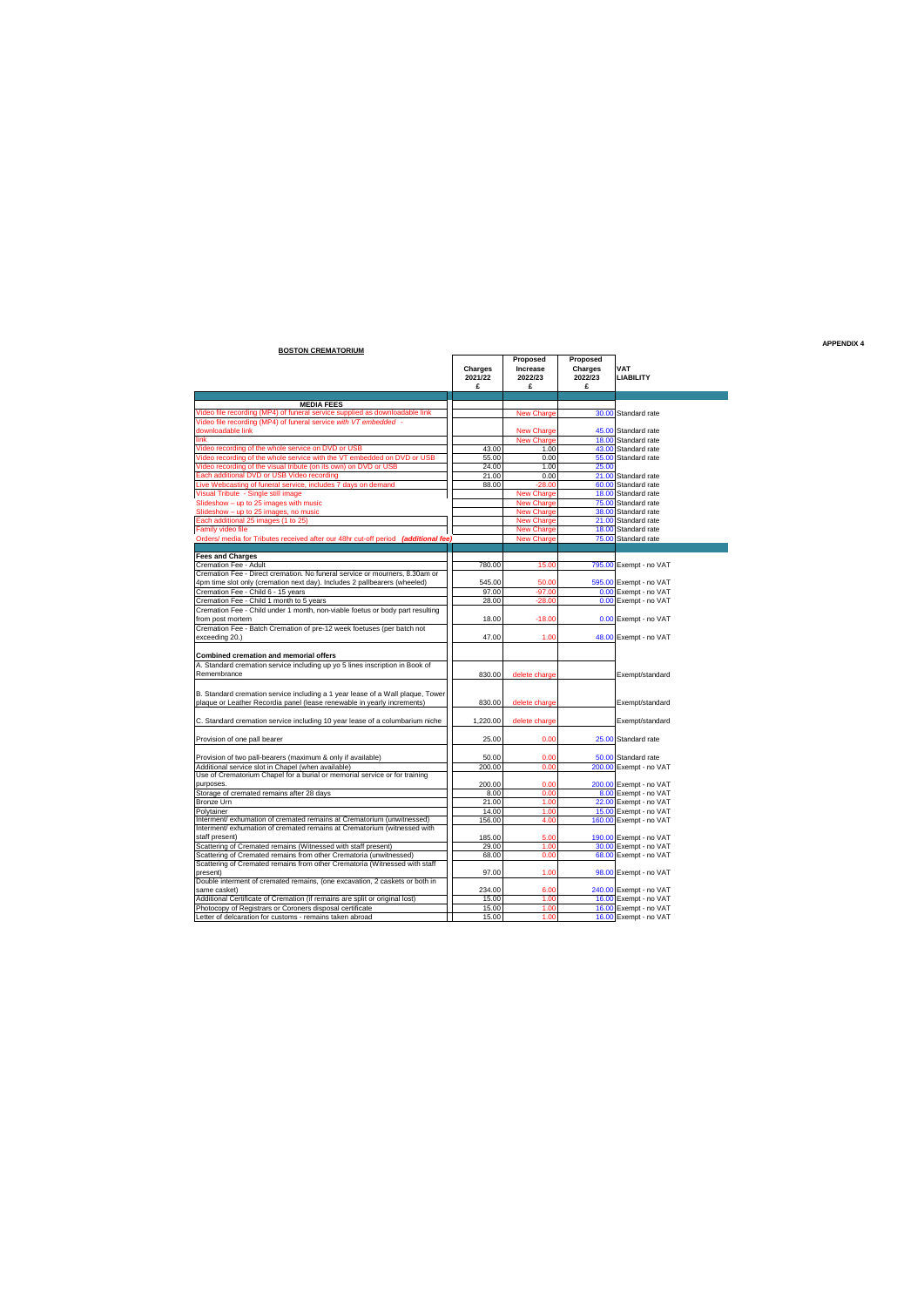**APPENDIX 4**

**BOSTON CREMATORIUM**

| | Charges 2021/22 £ | Proposed Increase 2022/23 £ | Proposed Charges 2022/23 £ | VAT LIABILITY |
|---|---|---|---|---|
| **MEDIA FEES** | | | | |
| Video file recording (MP4) of funeral service supplied as downloadable link | | New Charge | 30.00 | Standard rate |
| Video file recording (MP4) of funeral service *with VT embedded* - downloadable link | | New Charge | 45.00 | Standard rate |
| link | | New Charge | 18.00 | Standard rate |
| Video recording of the whole service on DVD or USB | 43.00 | 1.00 | 43.00 | Standard rate |
| Video recording of the whole service with the VT embedded on DVD or USB | 55.00 | 0.00 | 55.00 | Standard rate |
| Video recording of the visual tribute (on its own) on DVD or USB | 24.00 | 1.00 | 25.00 | |
| Each additional DVD or USB Video recording | 21.00 | 0.00 | 21.00 | Standard rate |
| Live Webcasting of funeral service, includes 7 days on demand | 88.00 | -28.00 | 60.00 | Standard rate |
| Visual Tribute - Single still image | | New Charge | 18.00 | Standard rate |
| Slideshow – up to 25 images with music | | New Charge | 75.00 | Standard rate |
| Slideshow – up to 25 images, no music | | New Charge | 38.00 | Standard rate |
| Each additional 25 images (1 to 25) | | New Charge | 21.00 | Standard rate |
| Family video file | | New Charge | 18.00 | Standard rate |
| Orders/ media for Tributes received after our 48hr cut-off period ***(additional fee)*** | | New Charge | 75.00 | Standard rate |
| **Fees and Charges** | | | | |
| Cremation Fee - Adult | 780.00 | 15.00 | 795.00 | Exempt - no VAT |
| Cremation Fee - Direct cremation. No funeral service or mourners, 8.30am or 4pm time slot only (cremation next day). Includes 2 pallbearers (wheeled) | 545.00 | 50.00 | 595.00 | Exempt - no VAT |
| Cremation Fee - Child 6 - 15 years | 97.00 | -97.00 | 0.00 | Exempt - no VAT |
| Cremation Fee - Child 1 month to 5 years | 28.00 | -28.00 | 0.00 | Exempt - no VAT |
| Cremation Fee - Child under 1 month, non-viable foetus or body part resulting from post mortem | 18.00 | -18.00 | 0.00 | Exempt - no VAT |
| Cremation Fee - Batch Cremation of pre-12 week foetuses (per batch not exceeding 20.) | 47.00 | 1.00 | 48.00 | Exempt - no VAT |
| **Combined cremation and memorial offers** | | | | |
| A. Standard cremation service including up yo 5 lines inscription in Book of Remembrance | 830.00 | delete charge | | Exempt/standard |
| B. Standard cremation service including a 1 year lease of a Wall plaque, Tower plaque or Leather Recordia panel (lease renewable in yearly increments) | 830.00 | delete charge | | Exempt/standard |
| C. Standard cremation service including 10 year lease of a columbarium niche | 1,220.00 | delete charge | | Exempt/standard |
| Provision of one pall bearer | 25.00 | 0.00 | 25.00 | Standard rate |
| Provision of two pall-bearers (maximum & only if available) | 50.00 | 0.00 | 50.00 | Standard rate |
| Additional service slot in Chapel (when available) | 200.00 | 0.00 | 200.00 | Exempt - no VAT |
| Use of Crematorium Chapel for a burial or memorial service or for training purposes. | 200.00 | 0.00 | 200.00 | Exempt - no VAT |
| Storage of cremated remains after 28 days | 8.00 | 0.00 | 8.00 | Exempt - no VAT |
| Bronze Urn | 21.00 | 1.00 | 22.00 | Exempt - no VAT |
| Polytainer | 14.00 | 1.00 | 15.00 | Exempt - no VAT |
| Interment/ exhumation of cremated remains at Crematorium (unwitnessed) | 156.00 | 4.00 | 160.00 | Exempt - no VAT |
| Interment/ exhumation of cremated remains at Crematorium (witnessed with staff present) | 185.00 | 5.00 | 190.00 | Exempt - no VAT |
| Scattering of Cremated remains (Witnessed with staff present) | 29.00 | 1.00 | 30.00 | Exempt - no VAT |
| Scattering of Cremated remains from other Crematoria (unwitnessed) | 68.00 | 0.00 | 68.00 | Exempt - no VAT |
| Scattering of Cremated remains from other Crematoria (Witnessed with staff present) | 97.00 | 1.00 | 98.00 | Exempt - no VAT |
| Double interment of cremated remains, (one excavation, 2 caskets or both in same casket) | 234.00 | 6.00 | 240.00 | Exempt - no VAT |
| Additional Certificate of Cremation (if remains are split or original lost) | 15.00 | 1.00 | 16.00 | Exempt - no VAT |
| Photocopy of Registrars or Coroners disposal certificate | 15.00 | 1.00 | 16.00 | Exempt - no VAT |
| Letter of delcaration for customs - remains taken abroad | 15.00 | 1.00 | 16.00 | Exempt - no VAT |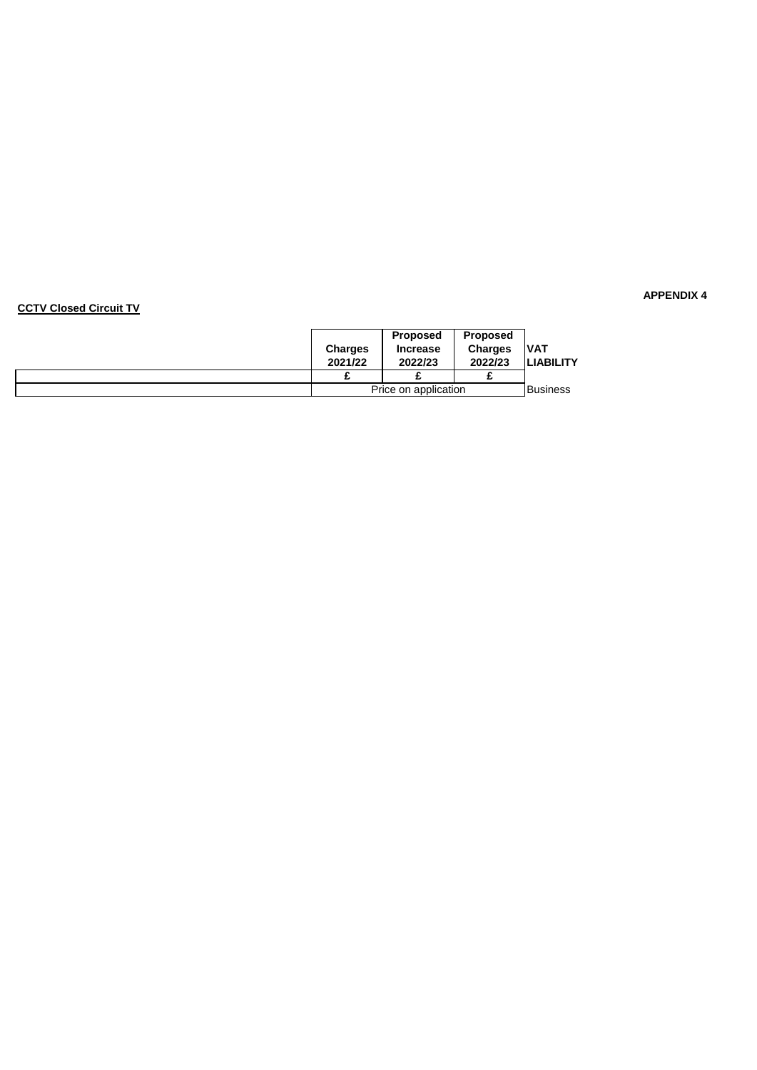**APPENDIX 4**

**CCTV Closed Circuit TV**

| | Charges 2021/22 | Proposed Increase 2022/23 | Proposed Charges 2022/23 | VAT LIABILITY |
|---|---|---|---|---|
| | £ | £ | £ | |
| | Price on application | | | Business |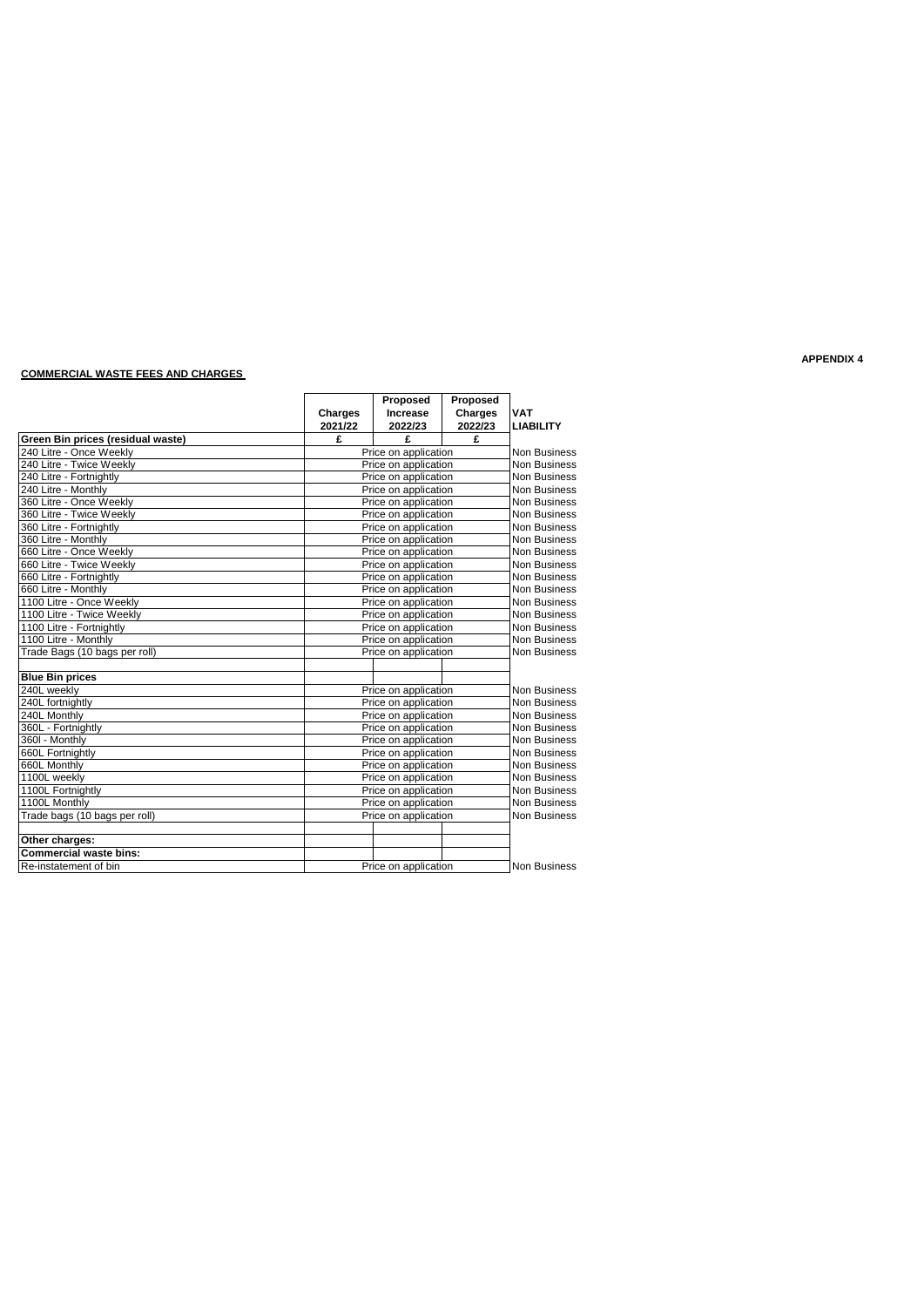APPENDIX 4

**COMMERCIAL WASTE FEES AND CHARGES**

| | Charges 2021/22 | Proposed Increase 2022/23 | Proposed Charges 2022/23 | VAT LIABILITY |
|---|---|---|---|---|
| **Green Bin prices (residual waste)** | £ | £ | £ | |
| 240 Litre - Once Weekly | Price on application | | | Non Business |
| 240 Litre - Twice Weekly | Price on application | | | Non Business |
| 240 Litre - Fortnightly | Price on application | | | Non Business |
| 240 Litre - Monthly | Price on application | | | Non Business |
| 360 Litre - Once Weekly | Price on application | | | Non Business |
| 360 Litre - Twice Weekly | Price on application | | | Non Business |
| 360 Litre - Fortnightly | Price on application | | | Non Business |
| 360 Litre - Monthly | Price on application | | | Non Business |
| 660 Litre - Once Weekly | Price on application | | | Non Business |
| 660 Litre - Twice Weekly | Price on application | | | Non Business |
| 660 Litre - Fortnightly | Price on application | | | Non Business |
| 660 Litre - Monthly | Price on application | | | Non Business |
| 1100 Litre - Once Weekly | Price on application | | | Non Business |
| 1100 Litre - Twice Weekly | Price on application | | | Non Business |
| 1100 Litre - Fortnightly | Price on application | | | Non Business |
| 1100 Litre - Monthly | Price on application | | | Non Business |
| Trade Bags (10 bags per roll) | Price on application | | | Non Business |
| | | | | |
| **Blue Bin prices** | | | | |
| 240L weekly | Price on application | | | Non Business |
| 240L fortnightly | Price on application | | | Non Business |
| 240L Monthly | Price on application | | | Non Business |
| 360L - Fortnightly | Price on application | | | Non Business |
| 360l - Monthly | Price on application | | | Non Business |
| 660L Fortnightly | Price on application | | | Non Business |
| 660L Monthly | Price on application | | | Non Business |
| 1100L weekly | Price on application | | | Non Business |
| 1100L Fortnightly | Price on application | | | Non Business |
| 1100L Monthly | Price on application | | | Non Business |
| Trade bags (10 bags per roll) | Price on application | | | Non Business |
| | | | | |
| **Other charges:** | | | | |
| **Commercial waste bins:** | | | | |
| Re-instatement of bin | Price on application | | | Non Business |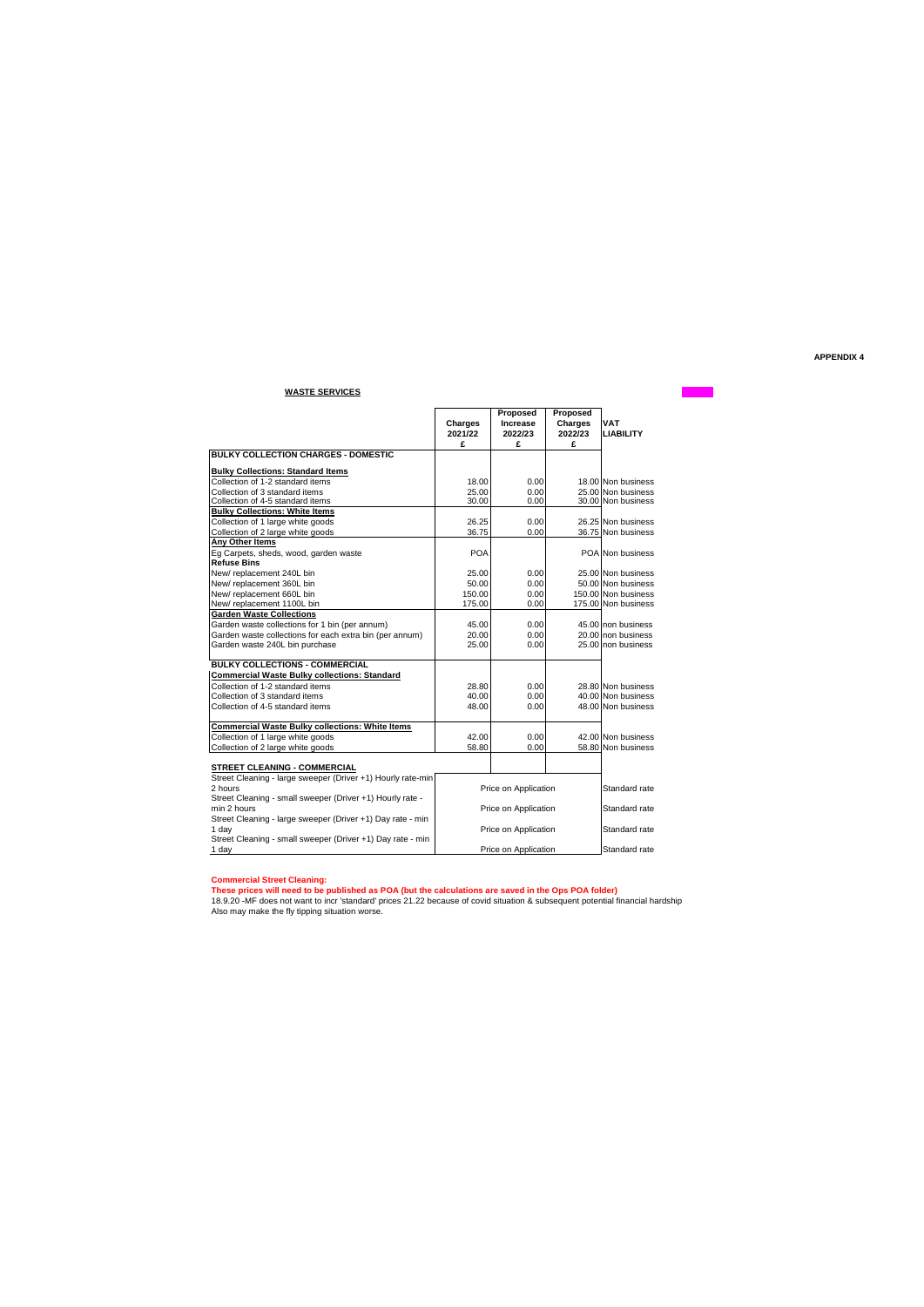**APPENDIX 4**

**WASTE SERVICES**

| | Charges 2021/22 £ | Proposed Increase 2022/23 £ | Proposed Charges 2022/23 £ | VAT LIABILITY |
|---|---|---|---|---|
| **BULKY COLLECTION CHARGES - DOMESTIC** | | | | |
| **Bulky Collections: Standard Items** | | | | |
| Collection of 1-2 standard items | 18.00 | 0.00 | 18.00 | Non business |
| Collection of 3 standard items | 25.00 | 0.00 | 25.00 | Non business |
| Collection of 4-5 standard items | 30.00 | 0.00 | 30.00 | Non business |
| **Bulky Collections: White Items** | | | | |
| Collection of 1 large white goods | 26.25 | 0.00 | 26.25 | Non business |
| Collection of 2 large white goods | 36.75 | 0.00 | 36.75 | Non business |
| **Any Other Items** | | | | |
| Eg Carpets, sheds, wood, garden waste | POA | | POA | Non business |
| **Refuse Bins** | | | | |
| New/ replacement 240L bin | 25.00 | 0.00 | 25.00 | Non business |
| New/ replacement 360L bin | 50.00 | 0.00 | 50.00 | Non business |
| New/ replacement 660L bin | 150.00 | 0.00 | 150.00 | Non business |
| New/ replacement 1100L bin | 175.00 | 0.00 | 175.00 | Non business |
| **Garden Waste Collections** | | | | |
| Garden waste collections for 1 bin (per annum) | 45.00 | 0.00 | 45.00 | non business |
| Garden waste collections for each extra bin (per annum) | 20.00 | 0.00 | 20.00 | non business |
| Garden waste 240L bin purchase | 25.00 | 0.00 | 25.00 | non business |
| **BULKY COLLECTIONS - COMMERCIAL** | | | | |
| **Commercial Waste Bulky collections: Standard** | | | | |
| Collection of 1-2 standard items | 28.80 | 0.00 | 28.80 | Non business |
| Collection of 3 standard items | 40.00 | 0.00 | 40.00 | Non business |
| Collection of 4-5 standard items | 48.00 | 0.00 | 48.00 | Non business |
| **Commercial Waste Bulky collections: White Items** | | | | |
| Collection of 1 large white goods | 42.00 | 0.00 | 42.00 | Non business |
| Collection of 2 large white goods | 58.80 | 0.00 | 58.80 | Non business |
| **STREET CLEANING - COMMERCIAL** | | | | |
| Street Cleaning - large sweeper (Driver +1) Hourly rate-min 2 hours | Price on Application | | | Standard rate |
| Street Cleaning - small sweeper (Driver +1) Hourly rate - min 2 hours | Price on Application | | | Standard rate |
| Street Cleaning - large sweeper (Driver +1) Day rate - min 1 day | Price on Application | | | Standard rate |
| Street Cleaning - small sweeper (Driver +1) Day rate - min 1 day | Price on Application | | | Standard rate |

**Commercial Street Cleaning:**
**These prices will need to be published as POA (but the calculations are saved in the Ops POA folder)**
18.9.20 -MF does not want to incr 'standard' prices 21.22 because of covid situation & subsequent potential financial hardship
Also may make the fly tipping situation worse.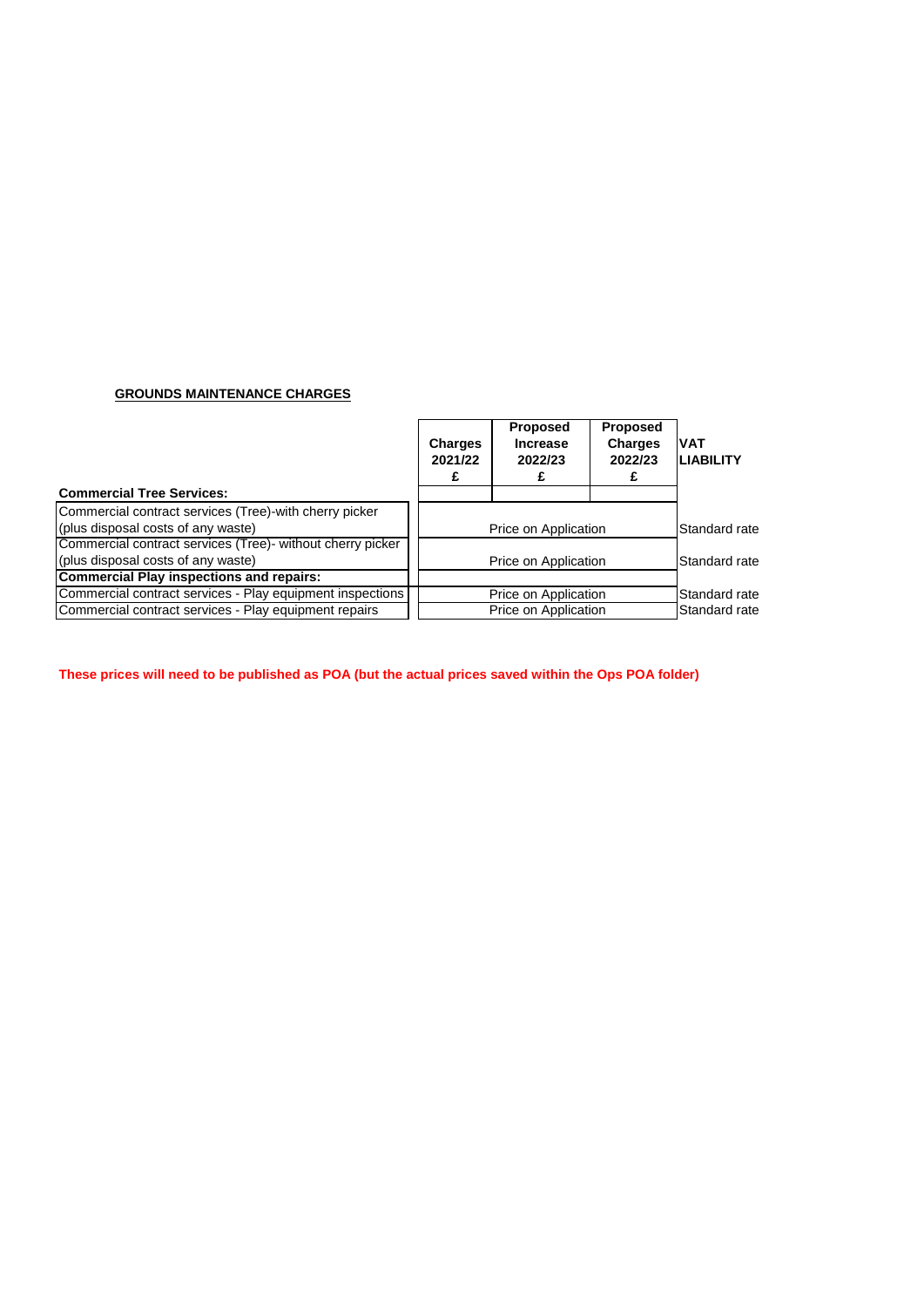## GROUNDS MAINTENANCE CHARGES

| | Charges 2021/22 £ | Proposed Increase 2022/23 £ | Proposed Charges 2022/23 £ | VAT LIABILITY |
|---|---|---|---|---|
| **Commercial Tree Services:** | | | | |
| Commercial contract services (Tree)-with cherry picker (plus disposal costs of any waste) | | Price on Application | | Standard rate |
| Commercial contract services (Tree)- without cherry picker (plus disposal costs of any waste) | | Price on Application | | Standard rate |
| **Commercial Play inspections and repairs:** | | | | |
| Commercial contract services - Play equipment inspections | | Price on Application | | Standard rate |
| Commercial contract services - Play equipment repairs | | Price on Application | | Standard rate |

**These prices will need to be published as POA (but the actual prices saved within the Ops POA folder)**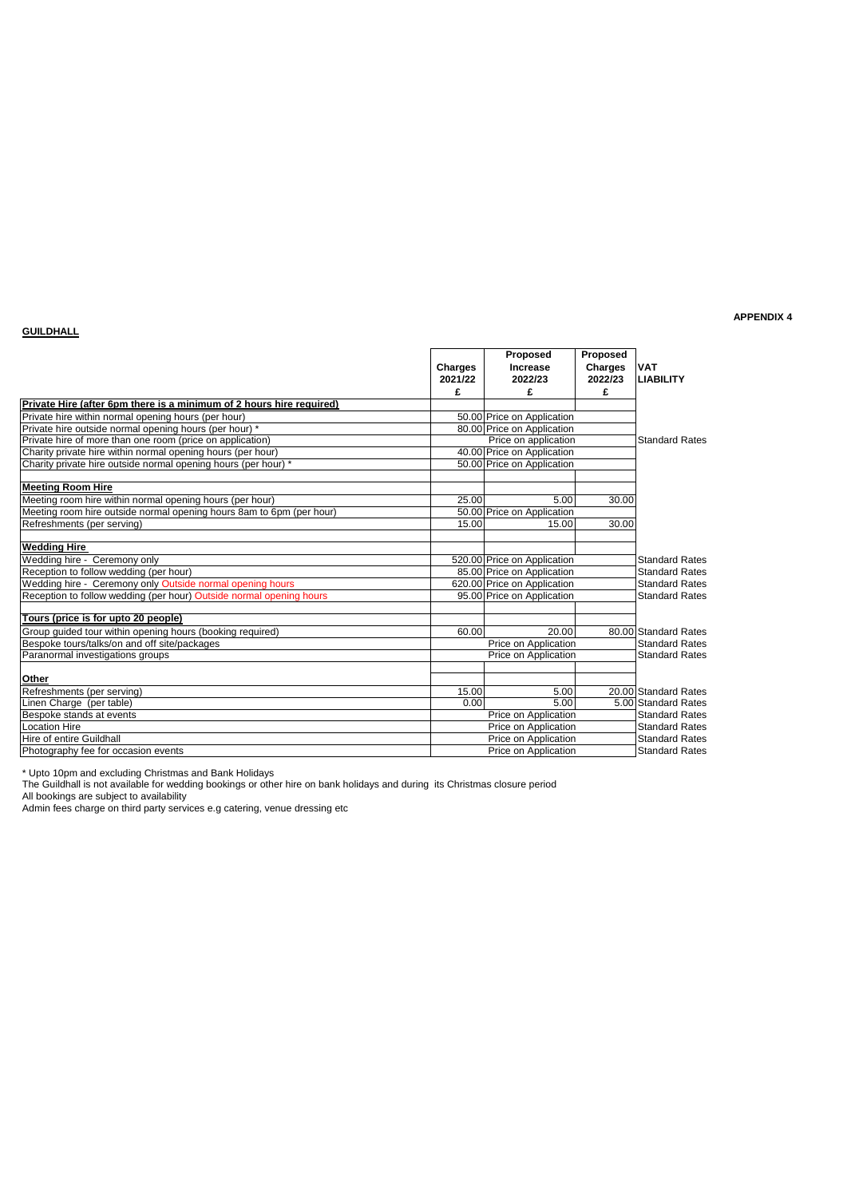**APPENDIX 4**

**GUILDHALL**

| | Charges 2021/22 £ | Proposed Increase 2022/23 £ | Proposed Charges 2022/23 £ | VAT LIABILITY |
|---|---|---|---|---|
| **Private Hire (after 6pm there is a minimum of 2 hours hire required)** | | | | |
| Private hire within normal opening hours (per hour) | 50.00 | Price on Application | | |
| Private hire outside normal opening hours (per hour) * | 80.00 | Price on Application | | |
| Private hire of more than one room (price on application) | | Price on application | | Standard Rates |
| Charity private hire within normal opening hours (per hour) | 40.00 | Price on Application | | |
| Charity private hire outside normal opening hours (per hour) * | 50.00 | Price on Application | | |
| | | | | |
| **Meeting Room Hire** | | | | |
| Meeting room hire within normal opening hours (per hour) | 25.00 | 5.00 | 30.00 | |
| Meeting room hire outside normal opening hours 8am to 6pm (per hour) | 50.00 | Price on Application | | |
| Refreshments (per serving) | 15.00 | 15.00 | 30.00 | |
| | | | | |
| **Wedding Hire** | | | | |
| Wedding hire - Ceremony only | 520.00 | Price on Application | | Standard Rates |
| Reception to follow wedding (per hour) | 85.00 | Price on Application | | Standard Rates |
| Wedding hire - Ceremony only Outside normal opening hours | 620.00 | Price on Application | | Standard Rates |
| Reception to follow wedding (per hour) Outside normal opening hours | 95.00 | Price on Application | | Standard Rates |
| | | | | |
| **Tours (price is for upto 20 people)** | | | | |
| Group guided tour within opening hours (booking required) | 60.00 | 20.00 | 80.00 | Standard Rates |
| Bespoke tours/talks/on and off site/packages | | Price on Application | | Standard Rates |
| Paranormal investigations groups | | Price on Application | | Standard Rates |
| | | | | |
| **Other** | | | | |
| Refreshments (per serving) | 15.00 | 5.00 | 20.00 | Standard Rates |
| Linen Charge (per table) | 0.00 | 5.00 | 5.00 | Standard Rates |
| Bespoke stands at events | | Price on Application | | Standard Rates |
| Location Hire | | Price on Application | | Standard Rates |
| Hire of entire Guildhall | | Price on Application | | Standard Rates |
| Photography fee for occasion events | | Price on Application | | Standard Rates |

* Upto 10pm and excluding Christmas and Bank Holidays
The Guildhall is not available for wedding bookings or other hire on bank holidays and during its Christmas closure period
All bookings are subject to availability
Admin fees charge on third party services e.g catering, venue dressing etc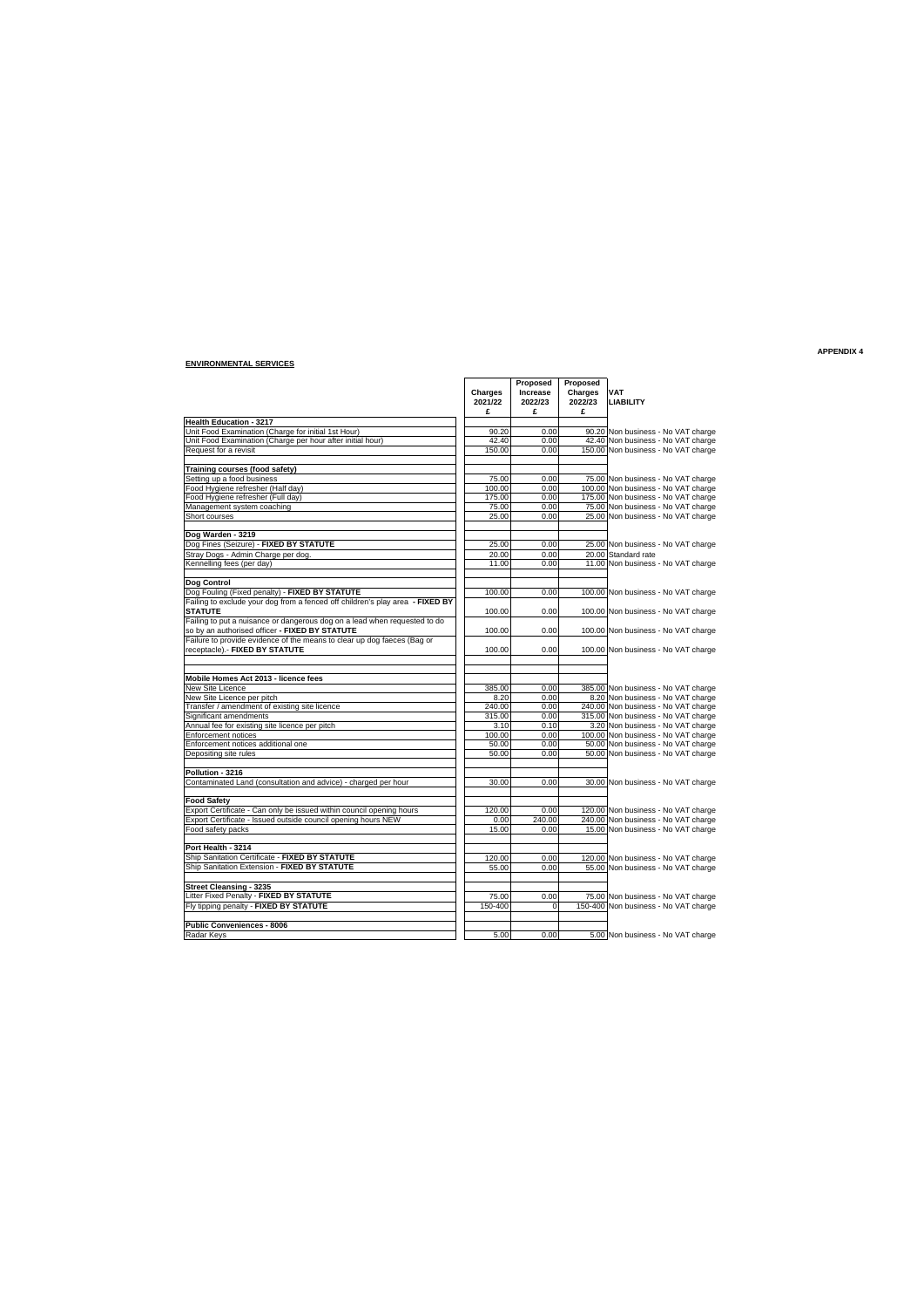**APPENDIX 4**

**ENVIRONMENTAL SERVICES**

| | Charges 2021/22 £ | Proposed Increase 2022/23 £ | Proposed Charges 2022/23 £ | VAT LIABILITY |
|---|---|---|---|---|
| **Health Education - 3217** | | | | |
| Unit Food Examination (Charge for initial 1st Hour) | 90.20 | 0.00 | 90.20 | Non business - No VAT charge |
| Unit Food Examination (Charge per hour after initial hour) | 42.40 | 0.00 | 42.40 | Non business - No VAT charge |
| Request for a revisit | 150.00 | 0.00 | 150.00 | Non business - No VAT charge |
| | | | | |
| **Training courses (food safety)** | | | | |
| Setting up a food business | 75.00 | 0.00 | 75.00 | Non business - No VAT charge |
| Food Hygiene refresher (Half day) | 100.00 | 0.00 | 100.00 | Non business - No VAT charge |
| Food Hygiene refresher (Full day) | 175.00 | 0.00 | 175.00 | Non business - No VAT charge |
| Management system coaching | 75.00 | 0.00 | 75.00 | Non business - No VAT charge |
| Short courses | 25.00 | 0.00 | 25.00 | Non business - No VAT charge |
| | | | | |
| **Dog Warden - 3219** | | | | |
| Dog Fines (Seizure) - **FIXED BY STATUTE** | 25.00 | 0.00 | 25.00 | Non business - No VAT charge |
| Stray Dogs - Admin Charge per dog. | 20.00 | 0.00 | 20.00 | Standard rate |
| Kennelling fees (per day) | 11.00 | 0.00 | 11.00 | Non business - No VAT charge |
| | | | | |
| **Dog Control** | | | | |
| Dog Fouling (Fixed penalty) - **FIXED BY STATUTE** | 100.00 | 0.00 | 100.00 | Non business - No VAT charge |
| Failing to exclude your dog from a fenced off children's play area - **FIXED BY STATUTE** | 100.00 | 0.00 | 100.00 | Non business - No VAT charge |
| Failing to put a nuisance or dangerous dog on a lead when requested to do so by an authorised officer - **FIXED BY STATUTE** | 100.00 | 0.00 | 100.00 | Non business - No VAT charge |
| Failure to provide evidence of the means to clear up dog faeces (Bag or receptacle).- **FIXED BY STATUTE** | 100.00 | 0.00 | 100.00 | Non business - No VAT charge |
| | | | | |
| | | | | |
| **Mobile Homes Act 2013 - licence fees** | | | | |
| New Site Licence | 385.00 | 0.00 | 385.00 | Non business - No VAT charge |
| New Site Licence per pitch | 8.20 | 0.00 | 8.20 | Non business - No VAT charge |
| Transfer / amendment of existing site licence | 240.00 | 0.00 | 240.00 | Non business - No VAT charge |
| Significant amendments | 315.00 | 0.00 | 315.00 | Non business - No VAT charge |
| Annual fee for existing site licence per pitch | 3.10 | 0.10 | 3.20 | Non business - No VAT charge |
| Enforcement notices | 100.00 | 0.00 | 100.00 | Non business - No VAT charge |
| Enforcement notices additional one | 50.00 | 0.00 | 50.00 | Non business - No VAT charge |
| Depositing site rules | 50.00 | 0.00 | 50.00 | Non business - No VAT charge |
| | | | | |
| **Pollution - 3216** | | | | |
| Contaminated Land (consultation and advice) - charged per hour | 30.00 | 0.00 | 30.00 | Non business - No VAT charge |
| | | | | |
| **Food Safety** | | | | |
| Export Certificate - Can only be issued within council opening hours | 120.00 | 0.00 | 120.00 | Non business - No VAT charge |
| Export Certificate - Issued outside council opening hours NEW | 0.00 | 240.00 | 240.00 | Non business - No VAT charge |
| Food safety packs | 15.00 | 0.00 | 15.00 | Non business - No VAT charge |
| | | | | |
| **Port Health - 3214** | | | | |
| Ship Sanitation Certificate - **FIXED BY STATUTE** | 120.00 | 0.00 | 120.00 | Non business - No VAT charge |
| Ship Sanitation Extension - **FIXED BY STATUTE** | 55.00 | 0.00 | 55.00 | Non business - No VAT charge |
| | | | | |
| **Street Cleansing - 3235** | | | | |
| Litter Fixed Penalty - **FIXED BY STATUTE** | 75.00 | 0.00 | 75.00 | Non business - No VAT charge |
| Fly tipping penalty - **FIXED BY STATUTE** | 150-400 | 0 | 150-400 | Non business - No VAT charge |
| | | | | |
| **Public Conveniences - 8006** | | | | |
| Radar Keys | 5.00 | 0.00 | 5.00 | Non business - No VAT charge |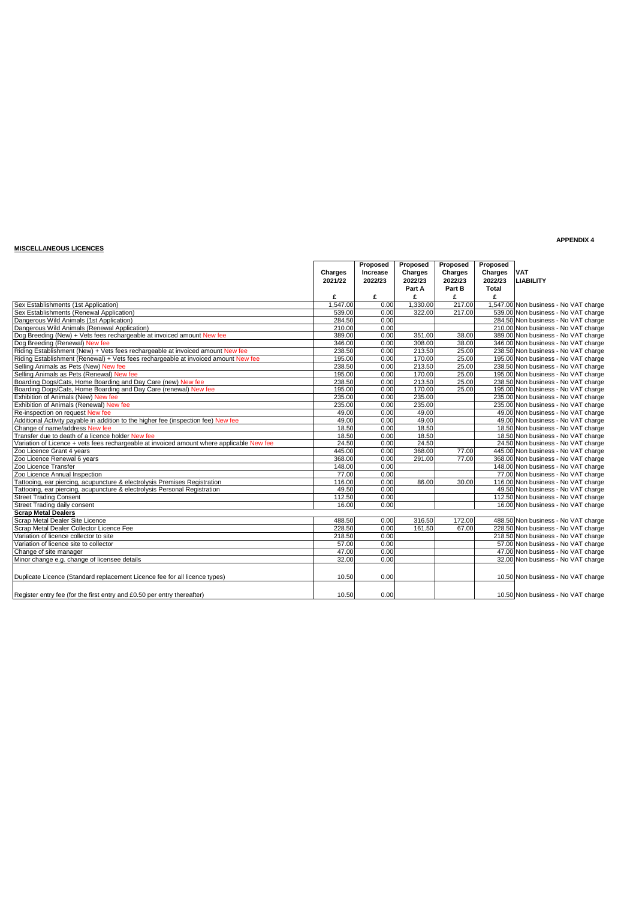**APPENDIX 4**

**MISCELLANEOUS LICENCES**

| | Charges 2021/22 | Proposed Increase 2022/23 | Proposed Charges 2022/23 Part A | Proposed Charges 2022/23 Part B | Proposed Charges 2022/23 Total | VAT LIABILITY |
|---|---|---|---|---|---|---|
| | £ | £ | £ | £ | £ | |
| Sex Establishments (1st Application) | 1,547.00 | 0.00 | 1,330.00 | 217.00 | 1,547.00 | Non business - No VAT charge |
| Sex Establishments (Renewal Application) | 539.00 | 0.00 | 322.00 | 217.00 | 539.00 | Non business - No VAT charge |
| Dangerous Wild Animals (1st Application) | 284.50 | 0.00 | | | 284.50 | Non business - No VAT charge |
| Dangerous Wild Animals (Renewal Application) | 210.00 | 0.00 | | | 210.00 | Non business - No VAT charge |
| Dog Breeding (New) + Vets fees rechargeable at invoiced amount New fee | 389.00 | 0.00 | 351.00 | 38.00 | 389.00 | Non business - No VAT charge |
| Dog Breeding (Renewal) New fee | 346.00 | 0.00 | 308.00 | 38.00 | 346.00 | Non business - No VAT charge |
| Riding Establishment (New) + Vets fees rechargeable at invoiced amount New fee | 238.50 | 0.00 | 213.50 | 25.00 | 238.50 | Non business - No VAT charge |
| Riding Establishment (Renewal) + Vets fees rechargeable at invoiced amount New fee | 195.00 | 0.00 | 170.00 | 25.00 | 195.00 | Non business - No VAT charge |
| Selling Animals as Pets (New) New fee | 238.50 | 0.00 | 213.50 | 25.00 | 238.50 | Non business - No VAT charge |
| Selling Animals as Pets (Renewal) New fee | 195.00 | 0.00 | 170.00 | 25.00 | 195.00 | Non business - No VAT charge |
| Boarding Dogs/Cats, Home Boarding and Day Care (new) New fee | 238.50 | 0.00 | 213.50 | 25.00 | 238.50 | Non business - No VAT charge |
| Boarding Dogs/Cats, Home Boarding and Day Care (renewal) New fee | 195.00 | 0.00 | 170.00 | 25.00 | 195.00 | Non business - No VAT charge |
| Exhibition of Animals (New) New fee | 235.00 | 0.00 | 235.00 | | 235.00 | Non business - No VAT charge |
| Exhibition of Animals (Renewal) New fee | 235.00 | 0.00 | 235.00 | | 235.00 | Non business - No VAT charge |
| Re-inspection on request New fee | 49.00 | 0.00 | 49.00 | | 49.00 | Non business - No VAT charge |
| Additional Activity payable in addition to the higher fee (inspection fee) New fee | 49.00 | 0.00 | 49.00 | | 49.00 | Non business - No VAT charge |
| Change of name/address New fee | 18.50 | 0.00 | 18.50 | | 18.50 | Non business - No VAT charge |
| Transfer due to death of a licence holder New fee | 18.50 | 0.00 | 18.50 | | 18.50 | Non business - No VAT charge |
| Variation of Licence + vets fees rechargeable at invoiced amount where applicable New fee | 24.50 | 0.00 | 24.50 | | 24.50 | Non business - No VAT charge |
| Zoo Licence Grant 4 years | 445.00 | 0.00 | 368.00 | 77.00 | 445.00 | Non business - No VAT charge |
| Zoo Licence Renewal 6 years | 368.00 | 0.00 | 291.00 | 77.00 | 368.00 | Non business - No VAT charge |
| Zoo Licence Transfer | 148.00 | 0.00 | | | 148.00 | Non business - No VAT charge |
| Zoo Licence Annual Inspection | 77.00 | 0.00 | | | 77.00 | Non business - No VAT charge |
| Tattooing, ear piercing, acupuncture & electrolysis Premises Registration | 116.00 | 0.00 | 86.00 | 30.00 | 116.00 | Non business - No VAT charge |
| Tattooing, ear piercing, acupuncture & electrolysis Personal Registration | 49.50 | 0.00 | | | 49.50 | Non business - No VAT charge |
| Street Trading Consent | 112.50 | 0.00 | | | 112.50 | Non business - No VAT charge |
| Street Trading daily consent | 16.00 | 0.00 | | | 16.00 | Non business - No VAT charge |
| **Scrap Metal Dealers** | | | | | | |
| Scrap Metal Dealer Site Licence | 488.50 | 0.00 | 316.50 | 172.00 | 488.50 | Non business - No VAT charge |
| Scrap Metal Dealer Collector Licence Fee | 228.50 | 0.00 | 161.50 | 67.00 | 228.50 | Non business - No VAT charge |
| Variation of licence collector to site | 218.50 | 0.00 | | | 218.50 | Non business - No VAT charge |
| Variation of licence site to collector | 57.00 | 0.00 | | | 57.00 | Non business - No VAT charge |
| Change of site manager | 47.00 | 0.00 | | | 47.00 | Non business - No VAT charge |
| Minor change e.g. change of licensee details | 32.00 | 0.00 | | | 32.00 | Non business - No VAT charge |
| Duplicate Licence (Standard replacement Licence fee for all licence types) | 10.50 | 0.00 | | | 10.50 | Non business - No VAT charge |
| Register entry fee (for the first entry and £0.50 per entry thereafter) | 10.50 | 0.00 | | | 10.50 | Non business - No VAT charge |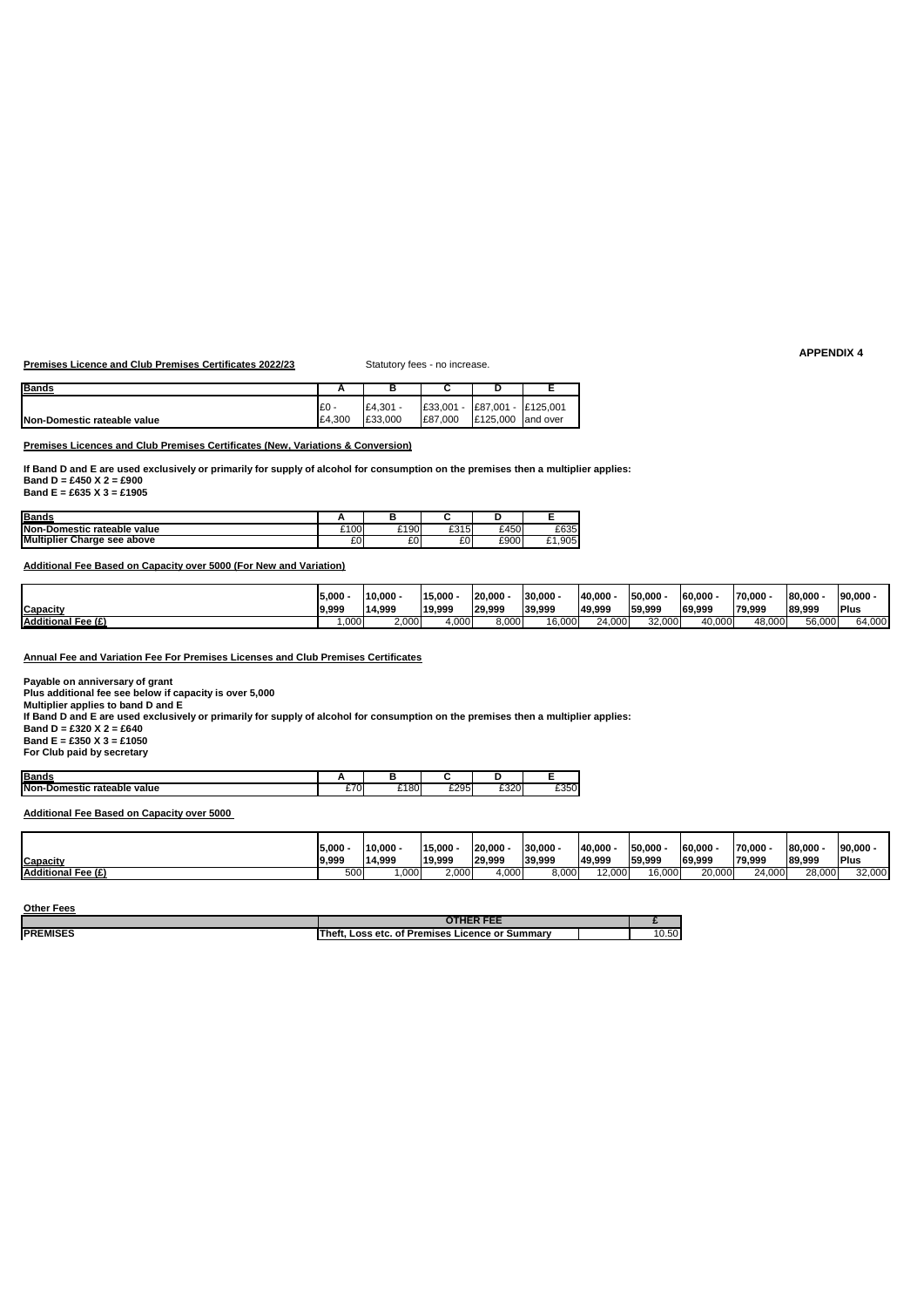APPENDIX 4

**Premises Licence and Club Premises Certificates 2022/23** Statutory fees - no increase.

| Bands | A | B | C | D | E |
|---|---|---|---|---|---|
| Non-Domestic rateable value | £0 - £4,300 | £4,301 - £33,000 | £33,001 - £87,000 | £87,001 - £125,000 | £125,001 and over |

**Premises Licences and Club Premises Certificates (New, Variations & Conversion)**

**If Band D and E are used exclusively or primarily for supply of alcohol for consumption on the premises then a multiplier applies:**
**Band D = £450 X 2 = £900**
**Band E = £635 X 3 = £1905**

| Bands | A | B | C | D | E |
|---|---|---|---|---|---|
| Non-Domestic rateable value | £100 | £190 | £315 | £450 | £635 |
| Multiplier Charge see above | £0 | £0 | £0 | £900 | £1,905 |

**Additional Fee Based on Capacity over 5000 (For New and Variation)**

| Capacity | 5,000 - 9,999 | 10,000 - 14,999 | 15,000 - 19,999 | 20,000 - 29,999 | 30,000 - 39,999 | 40,000 - 49,999 | 50,000 - 59,999 | 60,000 - 69,999 | 70,000 - 79,999 | 80,000 - 89,999 | 90,000 - Plus |
|---|---|---|---|---|---|---|---|---|---|---|---|
| Additional Fee (£) | 1,000 | 2,000 | 4,000 | 8,000 | 16,000 | 24,000 | 32,000 | 40,000 | 48,000 | 56,000 | 64,000 |

**Annual Fee and Variation Fee For Premises Licenses and Club Premises Certificates**

**Payable on anniversary of grant**
**Plus additional fee see below if capacity is over 5,000**
**Multiplier applies to band D and E**
**If Band D and E are used exclusively or primarily for supply of alcohol for consumption on the premises then a multiplier applies:**
**Band D = £320 X 2 = £640**
**Band E = £350 X 3 = £1050**
**For Club paid by secretary**

| Bands | A | B | C | D | E |
|---|---|---|---|---|---|
| Non-Domestic rateable value | £70 | £180 | £295 | £320 | £350 |

**Additional Fee Based on Capacity over 5000**

| Capacity | 5,000 - 9,999 | 10,000 - 14,999 | 15,000 - 19,999 | 20,000 - 29,999 | 30,000 - 39,999 | 40,000 - 49,999 | 50,000 - 59,999 | 60,000 - 69,999 | 70,000 - 79,999 | 80,000 - 89,999 | 90,000 - Plus |
|---|---|---|---|---|---|---|---|---|---|---|---|
| Additional Fee (£) | 500 | 1,000 | 2,000 | 4,000 | 8,000 | 12,000 | 16,000 | 20,000 | 24,000 | 28,000 | 32,000 |

**Other Fees**

| | OTHER FEE | £ |
|---|---|---|
| PREMISES | Theft, Loss etc. of Premises Licence or Summary | 10.50 |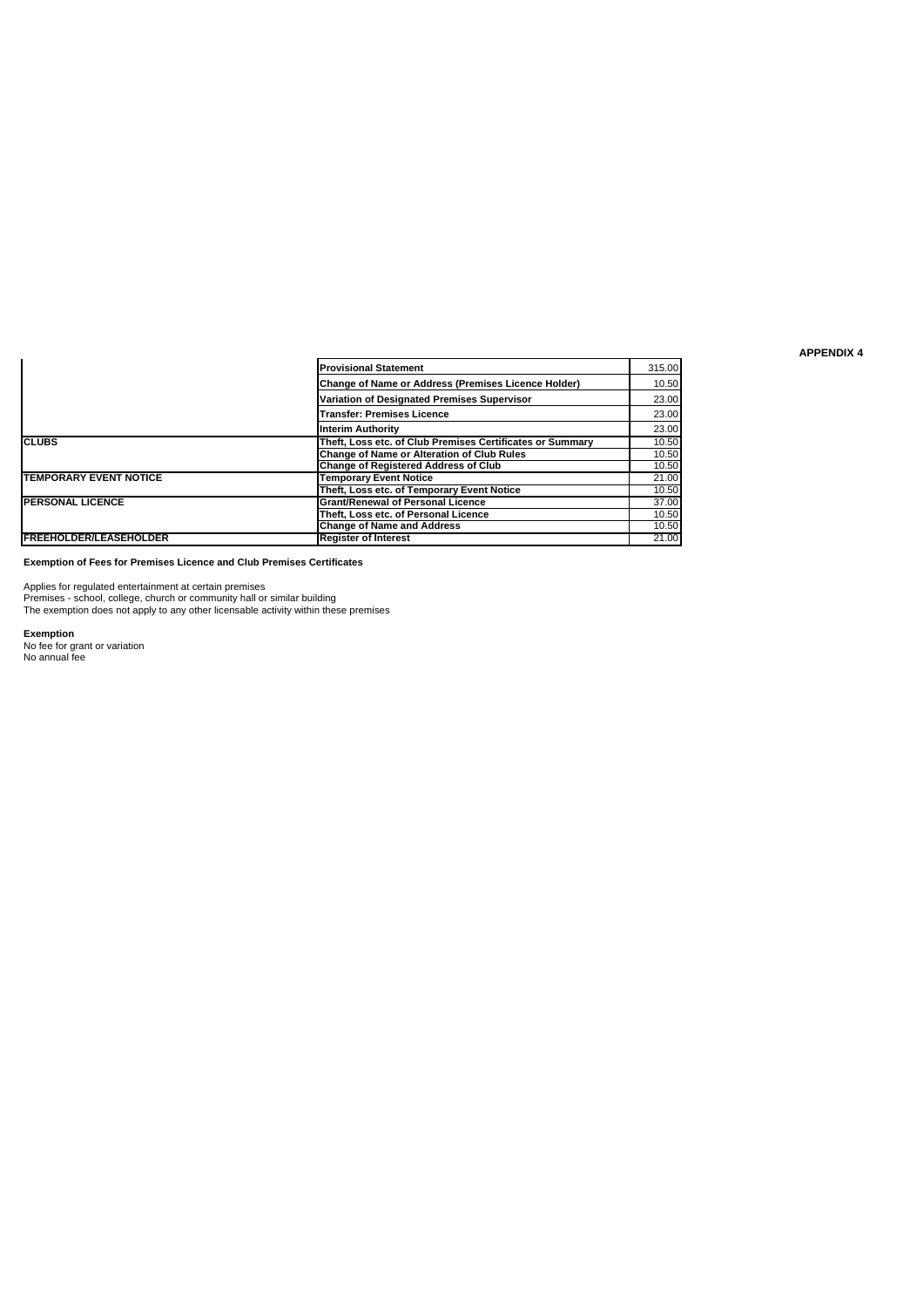**APPENDIX 4**

| | | |
|---|---|---|
| | **Provisional Statement** | 315.00 |
| | **Change of Name or Address (Premises Licence Holder)** | 10.50 |
| | **Variation of Designated Premises Supervisor** | 23.00 |
| | **Transfer: Premises Licence** | 23.00 |
| | **Interim Authority** | 23.00 |
| **CLUBS** | **Theft, Loss etc. of Club Premises Certificates or Summary** | 10.50 |
| | **Change of Name or Alteration of Club Rules** | 10.50 |
| | **Change of Registered Address of Club** | 10.50 |
| **TEMPORARY EVENT NOTICE** | **Temporary Event Notice** | 21.00 |
| | **Theft, Loss etc. of Temporary Event Notice** | 10.50 |
| **PERSONAL LICENCE** | **Grant/Renewal of Personal Licence** | 37.00 |
| | **Theft, Loss etc. of Personal Licence** | 10.50 |
| | **Change of Name and Address** | 10.50 |
| **FREEHOLDER/LEASEHOLDER** | **Register of Interest** | 21.00 |

**Exemption of Fees for Premises Licence and Club Premises Certificates**

Applies for regulated entertainment at certain premises
Premises - school, college, church or community hall or similar building
The exemption does not apply to any other licensable activity within these premises

**Exemption**
No fee for grant or variation
No annual fee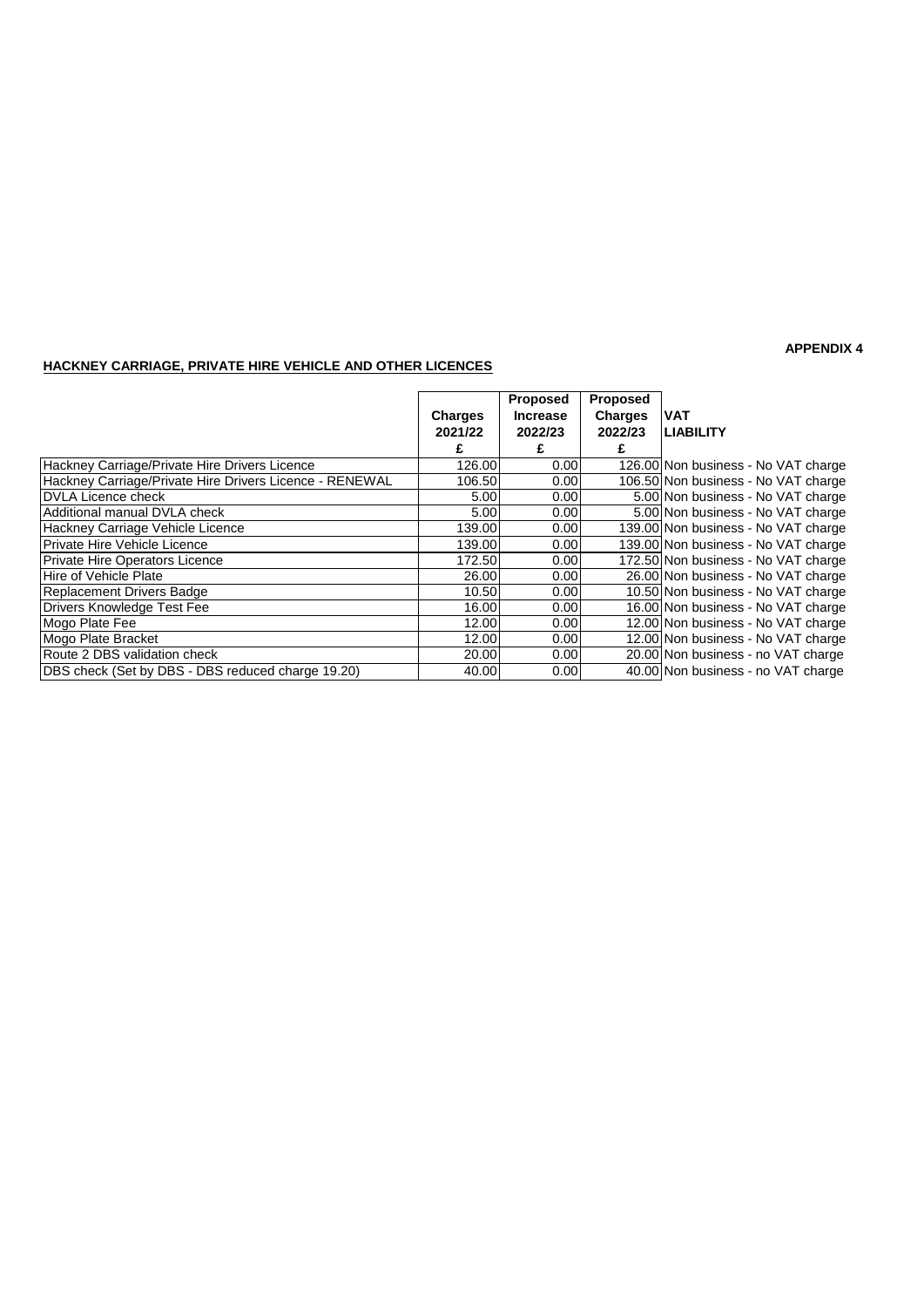**APPENDIX 4**

**HACKNEY CARRIAGE, PRIVATE HIRE VEHICLE AND OTHER LICENCES**

| | Charges 2021/22 £ | Proposed Increase 2022/23 £ | Proposed Charges 2022/23 £ | VAT LIABILITY |
|---|---|---|---|---|
| Hackney Carriage/Private Hire Drivers Licence | 126.00 | 0.00 | 126.00 | Non business - No VAT charge |
| Hackney Carriage/Private Hire Drivers Licence - RENEWAL | 106.50 | 0.00 | 106.50 | Non business - No VAT charge |
| DVLA Licence check | 5.00 | 0.00 | 5.00 | Non business - No VAT charge |
| Additional manual DVLA check | 5.00 | 0.00 | 5.00 | Non business - No VAT charge |
| Hackney Carriage Vehicle Licence | 139.00 | 0.00 | 139.00 | Non business - No VAT charge |
| Private Hire Vehicle Licence | 139.00 | 0.00 | 139.00 | Non business - No VAT charge |
| Private Hire Operators Licence | 172.50 | 0.00 | 172.50 | Non business - No VAT charge |
| Hire of Vehicle Plate | 26.00 | 0.00 | 26.00 | Non business - No VAT charge |
| Replacement Drivers Badge | 10.50 | 0.00 | 10.50 | Non business - No VAT charge |
| Drivers Knowledge Test Fee | 16.00 | 0.00 | 16.00 | Non business - No VAT charge |
| Mogo Plate Fee | 12.00 | 0.00 | 12.00 | Non business - No VAT charge |
| Mogo Plate Bracket | 12.00 | 0.00 | 12.00 | Non business - No VAT charge |
| Route 2 DBS validation check | 20.00 | 0.00 | 20.00 | Non business - no VAT charge |
| DBS check (Set by DBS - DBS reduced charge 19.20) | 40.00 | 0.00 | 40.00 | Non business - no VAT charge |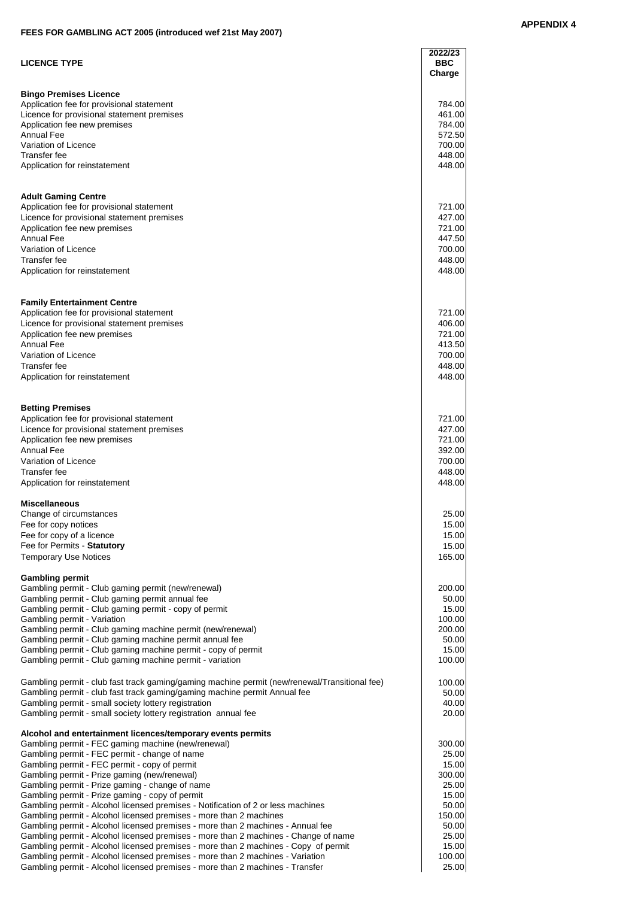**APPENDIX 4**

## FEES FOR GAMBLING ACT 2005 (introduced wef 21st May 2007)

| LICENCE TYPE | 2022/23 BBC Charge |
|---|---|
| **Bingo Premises Licence** | |
| Application fee for provisional statement | 784.00 |
| Licence for provisional statement premises | 461.00 |
| Application fee new premises | 784.00 |
| Annual Fee | 572.50 |
| Variation of Licence | 700.00 |
| Transfer fee | 448.00 |
| Application for reinstatement | 448.00 |
| **Adult Gaming Centre** | |
| Application fee for provisional statement | 721.00 |
| Licence for provisional statement premises | 427.00 |
| Application fee new premises | 721.00 |
| Annual Fee | 447.50 |
| Variation of Licence | 700.00 |
| Transfer fee | 448.00 |
| Application for reinstatement | 448.00 |
| **Family Entertainment Centre** | |
| Application fee for provisional statement | 721.00 |
| Licence for provisional statement premises | 406.00 |
| Application fee new premises | 721.00 |
| Annual Fee | 413.50 |
| Variation of Licence | 700.00 |
| Transfer fee | 448.00 |
| Application for reinstatement | 448.00 |
| **Betting Premises** | |
| Application fee for provisional statement | 721.00 |
| Licence for provisional statement premises | 427.00 |
| Application fee new premises | 721.00 |
| Annual Fee | 392.00 |
| Variation of Licence | 700.00 |
| Transfer fee | 448.00 |
| Application for reinstatement | 448.00 |
| **Miscellaneous** | |
| Change of circumstances | 25.00 |
| Fee for copy notices | 15.00 |
| Fee for copy of a licence | 15.00 |
| Fee for Permits - **Statutory** | 15.00 |
| Temporary Use Notices | 165.00 |
| **Gambling permit** | |
| Gambling permit - Club gaming permit (new/renewal) | 200.00 |
| Gambling permit - Club gaming permit annual fee | 50.00 |
| Gambling permit - Club gaming permit - copy of permit | 15.00 |
| Gambling permit - Variation | 100.00 |
| Gambling permit - Club gaming machine permit (new/renewal) | 200.00 |
| Gambling permit - Club gaming machine permit annual fee | 50.00 |
| Gambling permit - Club gaming machine permit - copy of permit | 15.00 |
| Gambling permit - Club gaming machine permit - variation | 100.00 |
| Gambling permit - club fast track gaming/gaming machine permit (new/renewal/Transitional fee) | 100.00 |
| Gambling permit - club fast track gaming/gaming machine permit Annual fee | 50.00 |
| Gambling permit - small society lottery registration | 40.00 |
| Gambling permit - small society lottery registration annual fee | 20.00 |
| **Alcohol and entertainment licences/temporary events permits** | |
| Gambling permit - FEC gaming machine (new/renewal) | 300.00 |
| Gambling permit - FEC permit - change of name | 25.00 |
| Gambling permit - FEC permit - copy of permit | 15.00 |
| Gambling permit - Prize gaming (new/renewal) | 300.00 |
| Gambling permit - Prize gaming - change of name | 25.00 |
| Gambling permit - Prize gaming - copy of permit | 15.00 |
| Gambling permit - Alcohol licensed premises - Notification of 2 or less machines | 50.00 |
| Gambling permit - Alcohol licensed premises - more than 2 machines | 150.00 |
| Gambling permit - Alcohol licensed premises - more than 2 machines - Annual fee | 50.00 |
| Gambling permit - Alcohol licensed premises - more than 2 machines - Change of name | 25.00 |
| Gambling permit - Alcohol licensed premises - more than 2 machines - Copy of permit | 15.00 |
| Gambling permit - Alcohol licensed premises - more than 2 machines - Variation | 100.00 |
| Gambling permit - Alcohol licensed premises - more than 2 machines - Transfer | 25.00 |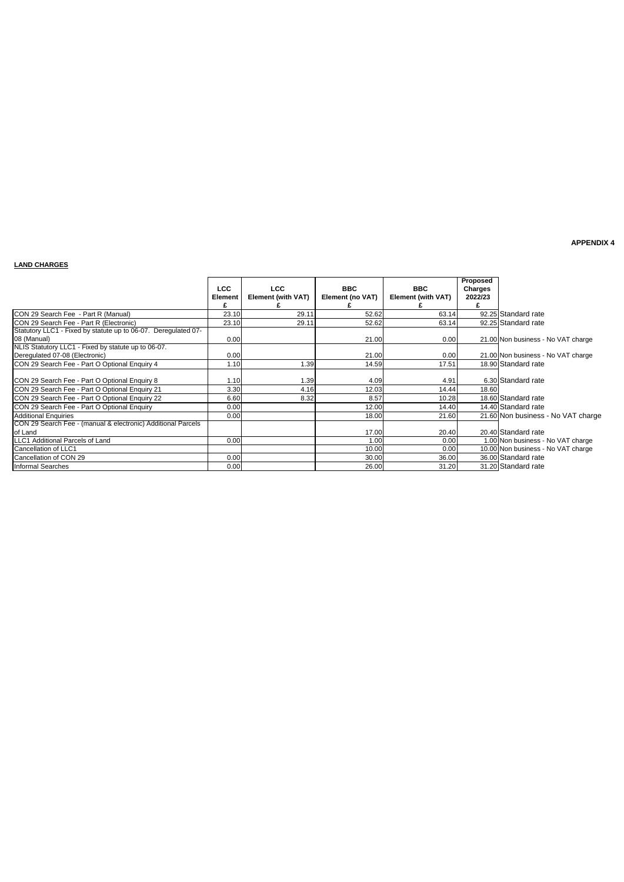**APPENDIX 4**

**LAND CHARGES**

| | LCC Element £ | LCC Element (with VAT) £ | BBC Element (no VAT) £ | BBC Element (with VAT) £ | Proposed Charges 2022/23 £ | |
|---|---|---|---|---|---|---|
| CON 29 Search Fee - Part R (Manual) | 23.10 | 29.11 | 52.62 | 63.14 | 92.25 | Standard rate |
| CON 29 Search Fee - Part R (Electronic) | 23.10 | 29.11 | 52.62 | 63.14 | 92.25 | Standard rate |
| Statutory LLC1 - Fixed by statute up to 06-07. Deregulated 07-08 (Manual) | 0.00 | | 21.00 | 0.00 | 21.00 | Non business - No VAT charge |
| NLIS Statutory LLC1 - Fixed by statute up to 06-07. Deregulated 07-08 (Electronic) | 0.00 | | 21.00 | 0.00 | 21.00 | Non business - No VAT charge |
| CON 29 Search Fee - Part O Optional Enquiry 4 | 1.10 | 1.39 | 14.59 | 17.51 | 18.90 | Standard rate |
| CON 29 Search Fee - Part O Optional Enquiry 8 | 1.10 | 1.39 | 4.09 | 4.91 | 6.30 | Standard rate |
| CON 29 Search Fee - Part O Optional Enquiry 21 | 3.30 | 4.16 | 12.03 | 14.44 | 18.60 | |
| CON 29 Search Fee - Part O Optional Enquiry 22 | 6.60 | 8.32 | 8.57 | 10.28 | 18.60 | Standard rate |
| CON 29 Search Fee - Part O Optional Enquiry | 0.00 | | 12.00 | 14.40 | 14.40 | Standard rate |
| Additional Enquiries | 0.00 | | 18.00 | 21.60 | 21.60 | Non business - No VAT charge |
| CON 29 Search Fee - (manual & electronic) Additional Parcels of Land | | | 17.00 | 20.40 | 20.40 | Standard rate |
| LLC1 Additional Parcels of Land | 0.00 | | 1.00 | 0.00 | 1.00 | Non business - No VAT charge |
| Cancellation of LLC1 | | | 10.00 | 0.00 | 10.00 | Non business - No VAT charge |
| Cancellation of CON 29 | 0.00 | | 30.00 | 36.00 | 36.00 | Standard rate |
| Informal Searches | 0.00 | | 26.00 | 31.20 | 31.20 | Standard rate |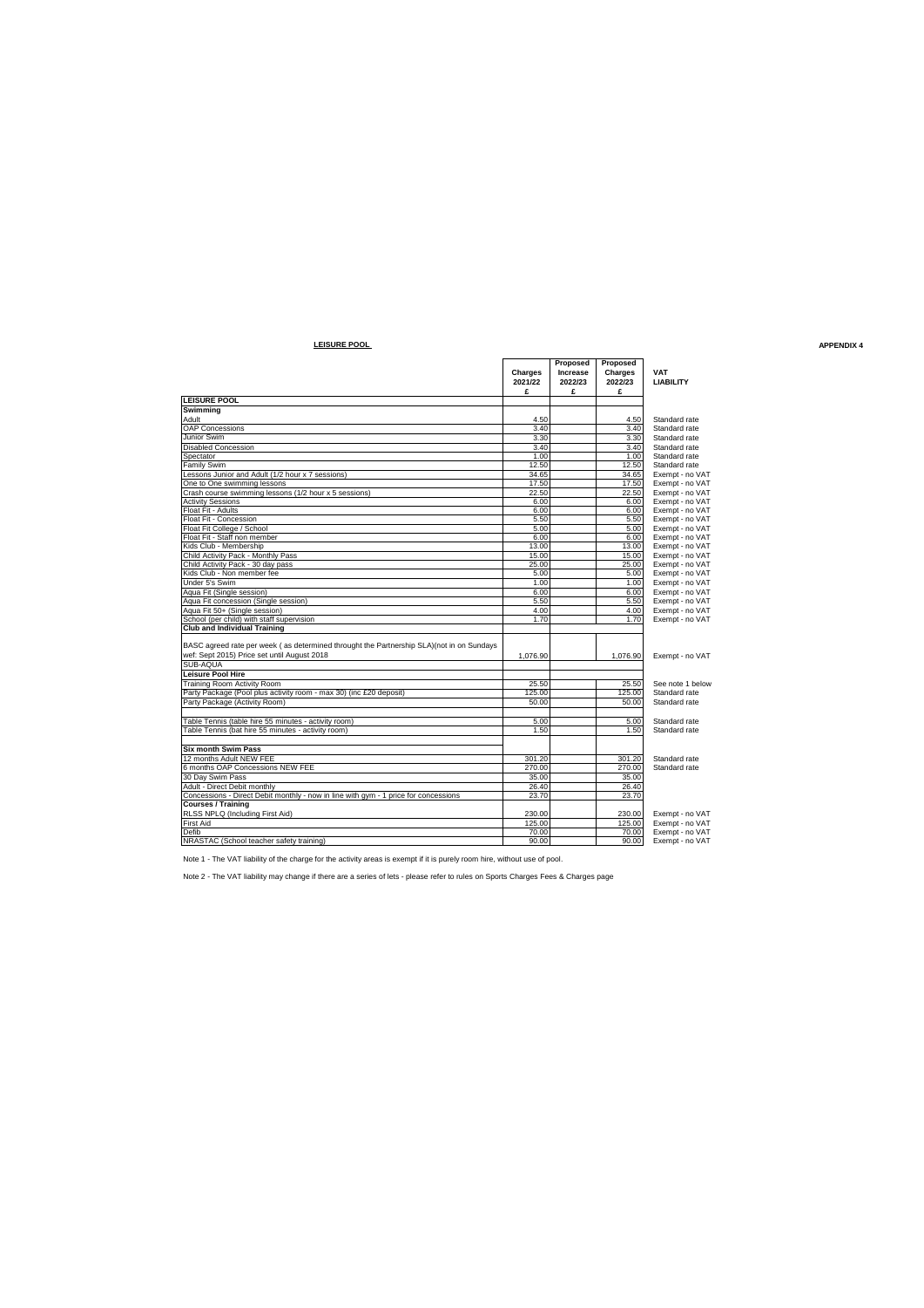**LEISURE POOL**

**APPENDIX 4**

| | Charges 2021/22 £ | Proposed Increase 2022/23 £ | Proposed Charges 2022/23 £ | VAT LIABILITY |
|---|---|---|---|---|
| **LEISURE POOL** | | | | |
| **Swimming** | | | | |
| Adult | 4.50 | | 4.50 | Standard rate |
| OAP Concessions | 3.40 | | 3.40 | Standard rate |
| Junior Swim | 3.30 | | 3.30 | Standard rate |
| Disabled Concession | 3.40 | | 3.40 | Standard rate |
| Spectator | 1.00 | | 1.00 | Standard rate |
| Family Swim | 12.50 | | 12.50 | Standard rate |
| Lessons Junior and Adult (1/2 hour x 7 sessions) | 34.65 | | 34.65 | Exempt - no VAT |
| One to One swimming lessons | 17.50 | | 17.50 | Exempt - no VAT |
| Crash course swimming lessons (1/2 hour x 5 sessions) | 22.50 | | 22.50 | Exempt - no VAT |
| Activity Sessions | 6.00 | | 6.00 | Exempt - no VAT |
| Float Fit - Adults | 6.00 | | 6.00 | Exempt - no VAT |
| Float Fit - Concession | 5.50 | | 5.50 | Exempt - no VAT |
| Float Fit College / School | 5.00 | | 5.00 | Exempt - no VAT |
| Float Fit - Staff non member | 6.00 | | 6.00 | Exempt - no VAT |
| Kids Club - Membership | 13.00 | | 13.00 | Exempt - no VAT |
| Child Activity Pack - Monthly Pass | 15.00 | | 15.00 | Exempt - no VAT |
| Child Activity Pack - 30 day pass | 25.00 | | 25.00 | Exempt - no VAT |
| Kids Club - Non member fee | 5.00 | | 5.00 | Exempt - no VAT |
| Under 5's Swim | 1.00 | | 1.00 | Exempt - no VAT |
| Aqua Fit (Single session) | 6.00 | | 6.00 | Exempt - no VAT |
| Aqua Fit concession (Single session) | 5.50 | | 5.50 | Exempt - no VAT |
| Aqua Fit 50+ (Single session) | 4.00 | | 4.00 | Exempt - no VAT |
| School (per child) with staff supervision | 1.70 | | 1.70 | Exempt - no VAT |
| **Club and Individual Training** | | | | |
| BASC agreed rate per week ( as determined throught the Partnership SLA)(not in on Sundays wef: Sept 2015) Price set until August 2018 | 1,076.90 | | 1,076.90 | Exempt - no VAT |
| SUB-AQUA | | | | |
| **Leisure Pool Hire** | | | | |
| Training Room Activity Room | 25.50 | | 25.50 | See note 1 below |
| Party Package (Pool plus activity room - max 30) (inc £20 deposit) | 125.00 | | 125.00 | Standard rate |
| Party Package (Activity Room) | 50.00 | | 50.00 | Standard rate |
| | | | | |
| Table Tennis (table hire 55 minutes - activity room) | 5.00 | | 5.00 | Standard rate |
| Table Tennis (bat hire 55 minutes - activity room) | 1.50 | | 1.50 | Standard rate |
| | | | | |
| **Six month Swim Pass** | | | | |
| 12 months Adult NEW FEE | 301.20 | | 301.20 | Standard rate |
| 6 months OAP Concessions NEW FEE | 270.00 | | 270.00 | Standard rate |
| 30 Day Swim Pass | 35.00 | | 35.00 | |
| Adult - Direct Debit monthly | 26.40 | | 26.40 | |
| Concessions - Direct Debit monthly - now in line with gym - 1 price for concessions | 23.70 | | 23.70 | |
| **Courses / Training** | | | | |
| RLSS NPLQ (Including First Aid) | 230.00 | | 230.00 | Exempt - no VAT |
| First Aid | 125.00 | | 125.00 | Exempt - no VAT |
| Defib | 70.00 | | 70.00 | Exempt - no VAT |
| NRASTAC (School teacher safety training) | 90.00 | | 90.00 | Exempt - no VAT |

Note 1 - The VAT liability of the charge for the activity areas is exempt if it is purely room hire, without use of pool.

Note 2 - The VAT liability may change if there are a series of lets - please refer to rules on Sports Charges Fees & Charges page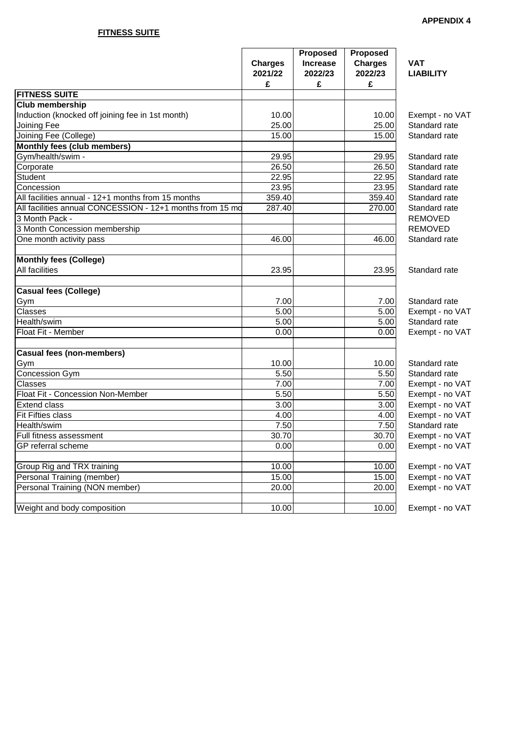**APPENDIX 4**

**FITNESS SUITE**

| | Charges 2021/22 £ | Proposed Increase 2022/23 £ | Proposed Charges 2022/23 £ | VAT LIABILITY |
|---|---|---|---|---|
| **FITNESS SUITE** | | | | |
| **Club membership** | | | | |
| Induction (knocked off joining fee in 1st month) | 10.00 | | 10.00 | Exempt - no VAT |
| Joining Fee | 25.00 | | 25.00 | Standard rate |
| Joining Fee (College) | 15.00 | | 15.00 | Standard rate |
| **Monthly fees (club members)** | | | | |
| Gym/health/swim - | 29.95 | | 29.95 | Standard rate |
| Corporate | 26.50 | | 26.50 | Standard rate |
| Student | 22.95 | | 22.95 | Standard rate |
| Concession | 23.95 | | 23.95 | Standard rate |
| All facilities annual - 12+1 months from 15 months | 359.40 | | 359.40 | Standard rate |
| All facilities annual CONCESSION - 12+1 months from 15 mo | 287.40 | | 270.00 | Standard rate |
| 3 Month Pack - | | | | REMOVED |
| 3 Month Concession membership | | | | REMOVED |
| One month activity pass | 46.00 | | 46.00 | Standard rate |
| | | | | |
| **Monthly fees (College)** | | | | |
| All facilities | 23.95 | | 23.95 | Standard rate |
| | | | | |
| **Casual fees (College)** | | | | |
| Gym | 7.00 | | 7.00 | Standard rate |
| Classes | 5.00 | | 5.00 | Exempt - no VAT |
| Health/swim | 5.00 | | 5.00 | Standard rate |
| Float Fit - Member | 0.00 | | 0.00 | Exempt - no VAT |
| | | | | |
| **Casual fees (non-members)** | | | | |
| Gym | 10.00 | | 10.00 | Standard rate |
| Concession Gym | 5.50 | | 5.50 | Standard rate |
| Classes | 7.00 | | 7.00 | Exempt - no VAT |
| Float Fit - Concession Non-Member | 5.50 | | 5.50 | Exempt - no VAT |
| Extend class | 3.00 | | 3.00 | Exempt - no VAT |
| Fit Fifties class | 4.00 | | 4.00 | Exempt - no VAT |
| Health/swim | 7.50 | | 7.50 | Standard rate |
| Full fitness assessment | 30.70 | | 30.70 | Exempt - no VAT |
| GP referral scheme | 0.00 | | 0.00 | Exempt - no VAT |
| | | | | |
| Group Rig and TRX training | 10.00 | | 10.00 | Exempt - no VAT |
| Personal Training (member) | 15.00 | | 15.00 | Exempt - no VAT |
| Personal Training (NON member) | 20.00 | | 20.00 | Exempt - no VAT |
| | | | | |
| Weight and body composition | 10.00 | | 10.00 | Exempt - no VAT |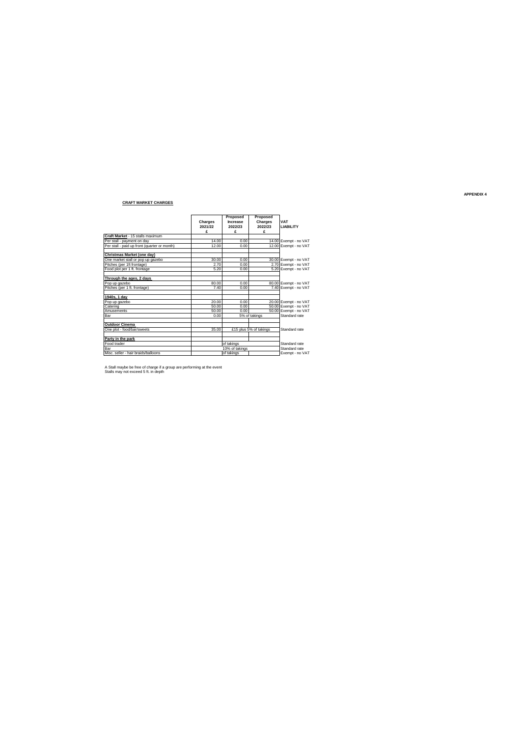APPENDIX 4

## CRAFT MARKET CHARGES

| | Charges 2021/22 £ | Proposed Increase 2022/23 £ | Proposed Charges 2022/23 £ | VAT LIABILITY |
|---|---|---|---|---|
| **Craft Market** - 15 stalls maximum | | | | |
| Per stall - payment on day | 14.00 | 0.00 | 14.00 | Exempt - no VAT |
| Per stall - paid up front (quarter or month) | 12.00 | 0.00 | 12.00 | Exempt - no VAT |
| | | | | |
| **Christmas Market (one day)** | | | | |
| One market stall or pop up gazebo | 30.00 | 0.00 | 30.00 | Exempt - no VAT |
| Pitches (per 1ft frontage) | 2.70 | 0.00 | 2.70 | Exempt - no VAT |
| Food plot per 1 ft. frontage | 5.20 | 0.00 | 5.20 | Exempt - no VAT |
| | | | | |
| **Through the ages, 2 days** | | | | |
| Pop up gazebo | 80.00 | 0.00 | 80.00 | Exempt - no VAT |
| Pitches (per 1 ft. frontage) | 7.40 | 0.00 | 7.40 | Exempt - no VAT |
| | | | | |
| **1940s, 1 day** | | | | |
| Pop up gazebo | 20.00 | 0.00 | 20.00 | Exempt - no VAT |
| Catering | 50.00 | 0.00 | 50.00 | Exempt - no VAT |
| Amusements | 50.00 | 0.00 | 50.00 | Exempt - no VAT |
| Bar | 0.00 | 5% of takings | | Standard rate |
| | | | | |
| **Outdoor Cinema** | | | | |
| One plot - food/bar/sweets | 35.00 | £15 plus 5% of takings | | Standard rate |
| | | | | |
| **Party in the park** | | | | |
| Food trader | | of takings | | Standard rate |
| Bar | | 10% of takings | | Standard rate |
| Misc. seller - hair braids/balloons | | of takings | | Exempt - no VAT |

A Stall maybe be free of charge if a group are performing at the event
Stalls may not exceed 5 ft. in depth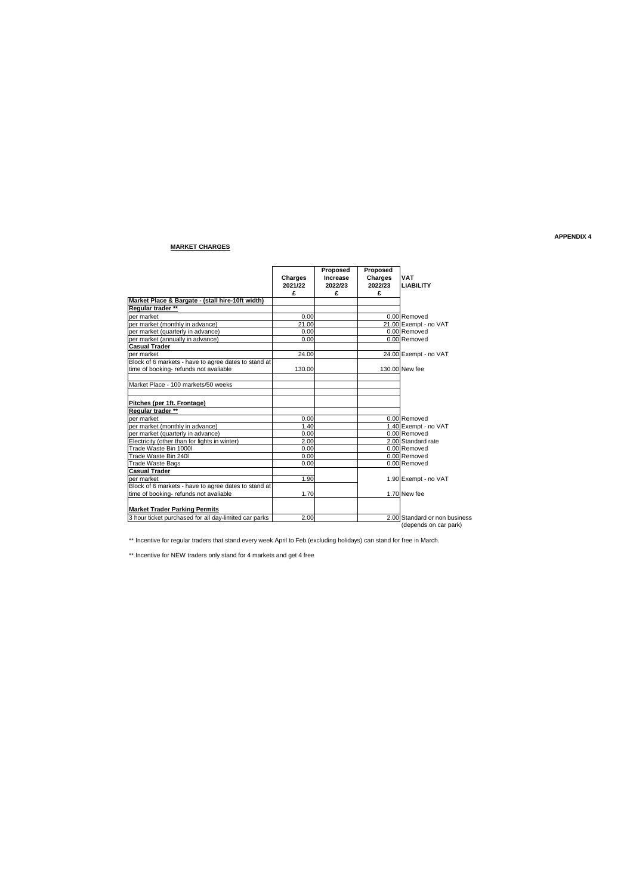**APPENDIX 4**

**MARKET CHARGES**

| | Charges 2021/22 £ | Proposed Increase 2022/23 £ | Proposed Charges 2022/23 £ | VAT LIABILITY |
|---|---|---|---|---|
| **Market Place & Bargate - (stall hire-10ft width)** | | | | |
| **Regular trader \*\*** | | | | |
| per market | 0.00 | | 0.00 | Removed |
| per market (monthly in advance) | 21.00 | | 21.00 | Exempt - no VAT |
| per market (quarterly in advance) | 0.00 | | 0.00 | Removed |
| per market (annually in advance) | 0.00 | | 0.00 | Removed |
| **Casual Trader** | | | | |
| per market | 24.00 | | 24.00 | Exempt - no VAT |
| Block of 6 markets - have to agree dates to stand at time of booking- refunds not avaliable | 130.00 | | 130.00 | New fee |
| | | | | |
| Market Place - 100 markets/50 weeks | | | | |
| | | | | |
| **Pitches (per 1ft. Frontage)** | | | | |
| **Regular trader \*\*** | | | | |
| per market | 0.00 | | 0.00 | Removed |
| per market (monthly in advance) | 1.40 | | 1.40 | Exempt - no VAT |
| per market (quarterly in advance) | 0.00 | | 0.00 | Removed |
| Electricity (other than for lights in winter) | 2.00 | | 2.00 | Standard rate |
| Trade Waste Bin 1000l | 0.00 | | 0.00 | Removed |
| Trade Waste Bin 240l | 0.00 | | 0.00 | Removed |
| Trade Waste Bags | 0.00 | | 0.00 | Removed |
| **Casual Trader** | | | | |
| per market | 1.90 | | 1.90 | Exempt - no VAT |
| Block of 6 markets - have to agree dates to stand at time of booking- refunds not avaliable | 1.70 | | 1.70 | New fee |
| | | | | |
| **Market Trader Parking Permits** | | | | |
| 3 hour ticket purchased for all day-limited car parks | 2.00 | | 2.00 | Standard or non business (depends on car park) |

\*\* Incentive for regular traders that stand every week April to Feb (excluding holidays) can stand for free in March.

\*\* Incentive for NEW traders only stand for 4 markets and get 4 free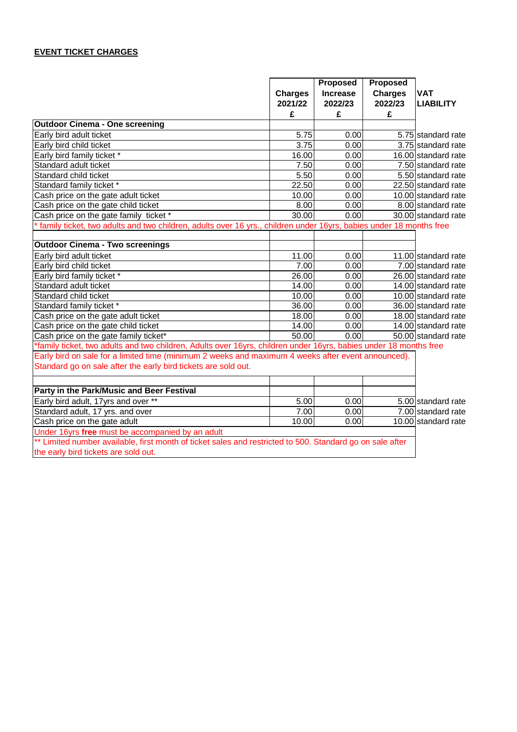**EVENT TICKET CHARGES**

| | Charges 2021/22 £ | Proposed Increase 2022/23 £ | Proposed Charges 2022/23 £ | VAT LIABILITY |
|---|---|---|---|---|
| **Outdoor Cinema - One screening** | | | | |
| Early bird adult ticket | 5.75 | 0.00 | 5.75 | standard rate |
| Early bird child ticket | 3.75 | 0.00 | 3.75 | standard rate |
| Early bird family ticket * | 16.00 | 0.00 | 16.00 | standard rate |
| Standard adult ticket | 7.50 | 0.00 | 7.50 | standard rate |
| Standard child ticket | 5.50 | 0.00 | 5.50 | standard rate |
| Standard family ticket * | 22.50 | 0.00 | 22.50 | standard rate |
| Cash price on the gate adult ticket | 10.00 | 0.00 | 10.00 | standard rate |
| Cash price on the gate child ticket | 8.00 | 0.00 | 8.00 | standard rate |
| Cash price on the gate family ticket * | 30.00 | 0.00 | 30.00 | standard rate |
| * family ticket, two adults and two children, adults over 16 yrs., children under 16yrs, babies under 18 months free | | | | |
| | | | | |
| **Outdoor Cinema - Two screenings** | | | | |
| Early bird adult ticket | 11.00 | 0.00 | 11.00 | standard rate |
| Early bird child ticket | 7.00 | 0.00 | 7.00 | standard rate |
| Early bird family ticket * | 26.00 | 0.00 | 26.00 | standard rate |
| Standard adult ticket | 14.00 | 0.00 | 14.00 | standard rate |
| Standard child ticket | 10.00 | 0.00 | 10.00 | standard rate |
| Standard family ticket * | 36.00 | 0.00 | 36.00 | standard rate |
| Cash price on the gate adult ticket | 18.00 | 0.00 | 18.00 | standard rate |
| Cash price on the gate child ticket | 14.00 | 0.00 | 14.00 | standard rate |
| Cash price on the gate family ticket* | 50.00 | 0.00 | 50.00 | standard rate |
| *family ticket, two adults and two children, Adults over 16yrs, children under 16yrs, babies under 18 months free | | | | |
| Early bird on sale for a limited time (minimum 2 weeks and maximum 4 weeks after event announced). Standard go on sale after the early bird tickets are sold out. | | | | |
| | | | | |
| **Party in the Park/Music and Beer Festival** | | | | |
| Early bird adult, 17yrs and over ** | 5.00 | 0.00 | 5.00 | standard rate |
| Standard adult, 17 yrs. and over | 7.00 | 0.00 | 7.00 | standard rate |
| Cash price on the gate adult | 10.00 | 0.00 | 10.00 | standard rate |
| Under 16yrs **free** must be accompanied by an adult | | | | |
| ** Limited number available, first month of ticket sales and restricted to 500. Standard go on sale after the early bird tickets are sold out. | | | | |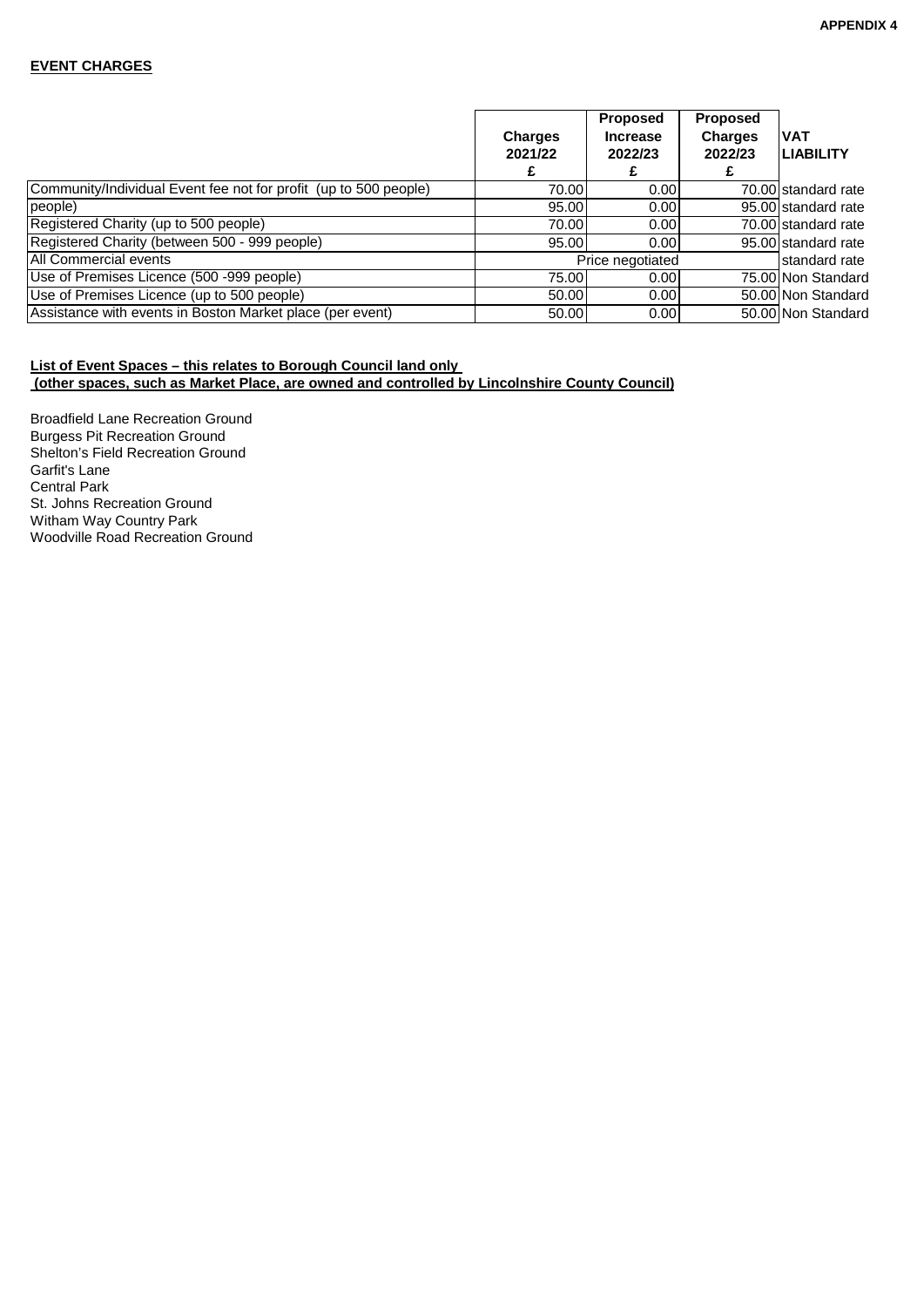**APPENDIX 4**

**EVENT CHARGES**

| | Charges 2021/22 £ | Proposed Increase 2022/23 £ | Proposed Charges 2022/23 £ | VAT LIABILITY |
|---|---|---|---|---|
| Community/Individual Event fee not for profit (up to 500 people) | 70.00 | 0.00 | 70.00 | standard rate |
| people) | 95.00 | 0.00 | 95.00 | standard rate |
| Registered Charity (up to 500 people) | 70.00 | 0.00 | 70.00 | standard rate |
| Registered Charity (between 500 - 999 people) | 95.00 | 0.00 | 95.00 | standard rate |
| All Commercial events | | Price negotiated | | standard rate |
| Use of Premises Licence (500 -999 people) | 75.00 | 0.00 | 75.00 | Non Standard |
| Use of Premises Licence (up to 500 people) | 50.00 | 0.00 | 50.00 | Non Standard |
| Assistance with events in Boston Market place (per event) | 50.00 | 0.00 | 50.00 | Non Standard |

**List of Event Spaces – this relates to Borough Council land only**
**(other spaces, such as Market Place, are owned and controlled by Lincolnshire County Council)**

Broadfield Lane Recreation Ground
Burgess Pit Recreation Ground
Shelton's Field Recreation Ground
Garfit's Lane
Central Park
St. Johns Recreation Ground
Witham Way Country Park
Woodville Road Recreation Ground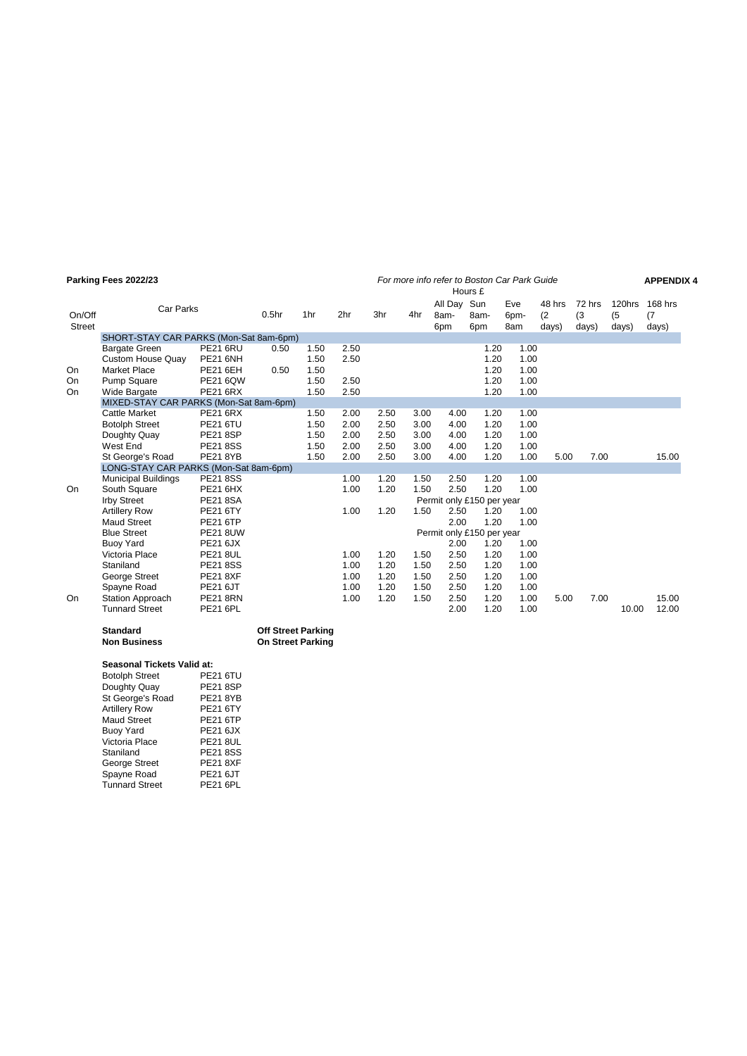**Parking Fees 2022/23** *For more info refer to Boston Car Park Guide* **APPENDIX 4**

| On/Off Street | Car Parks | | 0.5hr | 1hr | 2hr | 3hr | 4hr | All Day 8am-6pm | Sun 8am-6pm | Eve 6pm-8am | 48 hrs (2 days) | 72 hrs (3 days) | 120hrs (5 days) | 168 hrs (7 days) |
|---|---|---|---|---|---|---|---|---|---|---|---|---|---|---|
| | | | | | | | | Hours £ | | | | | | |
| | SHORT-STAY CAR PARKS (Mon-Sat 8am-6pm) | | | | | | | | | | | | | |
| | Bargate Green | PE21 6RU | 0.50 | 1.50 | 2.50 | | | | 1.20 | 1.00 | | | | |
| | Custom House Quay | PE21 6NH | | 1.50 | 2.50 | | | | 1.20 | 1.00 | | | | |
| On | Market Place | PE21 6EH | 0.50 | 1.50 | | | | | 1.20 | 1.00 | | | | |
| On | Pump Square | PE21 6QW | | 1.50 | 2.50 | | | | 1.20 | 1.00 | | | | |
| On | Wide Bargate | PE21 6RX | | 1.50 | 2.50 | | | | 1.20 | 1.00 | | | | |
| | MIXED-STAY CAR PARKS (Mon-Sat 8am-6pm) | | | | | | | | | | | | | |
| | Cattle Market | PE21 6RX | | 1.50 | 2.00 | 2.50 | 3.00 | 4.00 | 1.20 | 1.00 | | | | |
| | Botolph Street | PE21 6TU | | 1.50 | 2.00 | 2.50 | 3.00 | 4.00 | 1.20 | 1.00 | | | | |
| | Doughty Quay | PE21 8SP | | 1.50 | 2.00 | 2.50 | 3.00 | 4.00 | 1.20 | 1.00 | | | | |
| | West End | PE21 8SS | | 1.50 | 2.00 | 2.50 | 3.00 | 4.00 | 1.20 | 1.00 | | | | |
| | St George's Road | PE21 8YB | | 1.50 | 2.00 | 2.50 | 3.00 | 4.00 | 1.20 | 1.00 | 5.00 | 7.00 | | 15.00 |
| | LONG-STAY CAR PARKS (Mon-Sat 8am-6pm) | | | | | | | | | | | | | |
| | Municipal Buildings | PE21 8SS | | | 1.00 | 1.20 | 1.50 | 2.50 | 1.20 | 1.00 | | | | |
| On | South Square | PE21 6HX | | | 1.00 | 1.20 | 1.50 | 2.50 | 1.20 | 1.00 | | | | |
| | Irby Street | PE21 8SA | | | | | Permit only £150 per year | | | | | | | |
| | Artillery Row | PE21 6TY | | | 1.00 | 1.20 | 1.50 | 2.50 | 1.20 | 1.00 | | | | |
| | Maud Street | PE21 6TP | | | | | | 2.00 | 1.20 | 1.00 | | | | |
| | Blue Street | PE21 8UW | | | | | Permit only £150 per year | | | | | | | |
| | Buoy Yard | PE21 6JX | | | | | | 2.00 | 1.20 | 1.00 | | | | |
| | Victoria Place | PE21 8UL | | | 1.00 | 1.20 | 1.50 | 2.50 | 1.20 | 1.00 | | | | |
| | Staniland | PE21 8SS | | | 1.00 | 1.20 | 1.50 | 2.50 | 1.20 | 1.00 | | | | |
| | George Street | PE21 8XF | | | 1.00 | 1.20 | 1.50 | 2.50 | 1.20 | 1.00 | | | | |
| | Spayne Road | PE21 6JT | | | 1.00 | 1.20 | 1.50 | 2.50 | 1.20 | 1.00 | | | | |
| On | Station Approach | PE21 8RN | | | 1.00 | 1.20 | 1.50 | 2.50 | 1.20 | 1.00 | 5.00 | 7.00 | | 15.00 |
| | Tunnard Street | PE21 6PL | | | | | | 2.00 | 1.20 | 1.00 | | | 10.00 | 12.00 |

**Standard** — **Off Street Parking**
**Non Business** — **On Street Parking**

**Seasonal Tickets Valid at:**

| | |
|---|---|
| Botolph Street | PE21 6TU |
| Doughty Quay | PE21 8SP |
| St George's Road | PE21 8YB |
| Artillery Row | PE21 6TY |
| Maud Street | PE21 6TP |
| Buoy Yard | PE21 6JX |
| Victoria Place | PE21 8UL |
| Staniland | PE21 8SS |
| George Street | PE21 8XF |
| Spayne Road | PE21 6JT |
| Tunnard Street | PE21 6PL |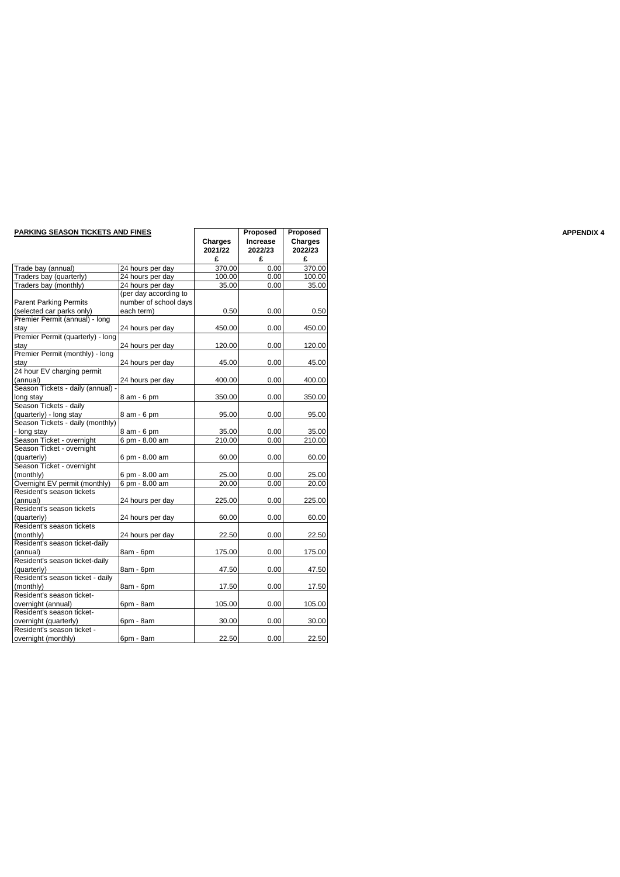**APPENDIX 4**

| **PARKING SEASON TICKETS AND FINES** | | **Charges 2021/22 £** | **Proposed Increase 2022/23 £** | **Proposed Charges 2022/23 £** |
|---|---|---|---|---|
| Trade bay (annual) | 24 hours per day | 370.00 | 0.00 | 370.00 |
| Traders bay (quarterly) | 24 hours per day | 100.00 | 0.00 | 100.00 |
| Traders bay (monthly) | 24 hours per day | 35.00 | 0.00 | 35.00 |
| Parent Parking Permits (selected car parks only) | (per day according to number of school days each term) | 0.50 | 0.00 | 0.50 |
| Premier Permit (annual) - long stay | 24 hours per day | 450.00 | 0.00 | 450.00 |
| Premier Permit (quarterly) - long stay | 24 hours per day | 120.00 | 0.00 | 120.00 |
| Premier Permit (monthly) - long stay | 24 hours per day | 45.00 | 0.00 | 45.00 |
| 24 hour EV charging permit (annual) | 24 hours per day | 400.00 | 0.00 | 400.00 |
| Season Tickets - daily (annual) - long stay | 8 am - 6 pm | 350.00 | 0.00 | 350.00 |
| Season Tickets - daily (quarterly) - long stay | 8 am - 6 pm | 95.00 | 0.00 | 95.00 |
| Season Tickets - daily (monthly) - long stay | 8 am - 6 pm | 35.00 | 0.00 | 35.00 |
| Season Ticket - overnight | 6 pm - 8.00 am | 210.00 | 0.00 | 210.00 |
| Season Ticket - overnight (quarterly) | 6 pm - 8.00 am | 60.00 | 0.00 | 60.00 |
| Season Ticket - overnight (monthly) | 6 pm - 8.00 am | 25.00 | 0.00 | 25.00 |
| Overnight EV permit (monthly) | 6 pm - 8.00 am | 20.00 | 0.00 | 20.00 |
| Resident's season tickets (annual) | 24 hours per day | 225.00 | 0.00 | 225.00 |
| Resident's season tickets (quarterly) | 24 hours per day | 60.00 | 0.00 | 60.00 |
| Resident's season tickets (monthly) | 24 hours per day | 22.50 | 0.00 | 22.50 |
| Resident's season ticket-daily (annual) | 8am - 6pm | 175.00 | 0.00 | 175.00 |
| Resident's season ticket-daily (quarterly) | 8am - 6pm | 47.50 | 0.00 | 47.50 |
| Resident's season ticket - daily (monthly) | 8am - 6pm | 17.50 | 0.00 | 17.50 |
| Resident's season ticket-overnight (annual) | 6pm - 8am | 105.00 | 0.00 | 105.00 |
| Resident's season ticket-overnight (quarterly) | 6pm - 8am | 30.00 | 0.00 | 30.00 |
| Resident's season ticket - overnight (monthly) | 6pm - 8am | 22.50 | 0.00 | 22.50 |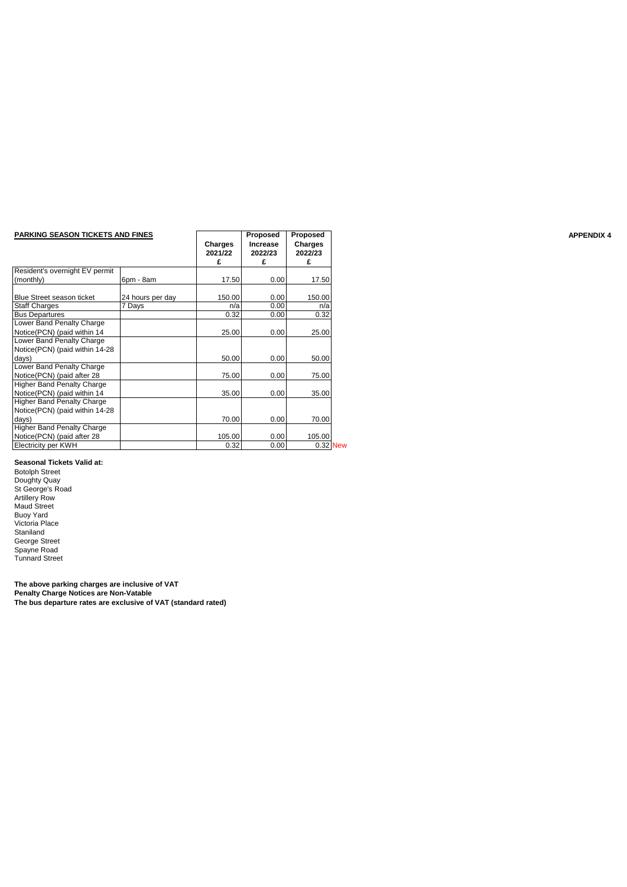**APPENDIX 4**

| PARKING SEASON TICKETS AND FINES | | Charges 2021/22 £ | Proposed Increase 2022/23 £ | Proposed Charges 2022/23 £ | |
|---|---|---|---|---|---|
| Resident's overnight EV permit (monthly) | 6pm - 8am | 17.50 | 0.00 | 17.50 | |
| Blue Street season ticket | 24 hours per day | 150.00 | 0.00 | 150.00 | |
| Staff Charges | 7 Days | n/a | 0.00 | n/a | |
| Bus Departures | | 0.32 | 0.00 | 0.32 | |
| Lower Band Penalty Charge Notice(PCN) (paid within 14 | | 25.00 | 0.00 | 25.00 | |
| Lower Band Penalty Charge Notice(PCN) (paid within 14-28 days) | | 50.00 | 0.00 | 50.00 | |
| Lower Band Penalty Charge Notice(PCN) (paid after 28 | | 75.00 | 0.00 | 75.00 | |
| Higher Band Penalty Charge Notice(PCN) (paid within 14 | | 35.00 | 0.00 | 35.00 | |
| Higher Band Penalty Charge Notice(PCN) (paid within 14-28 days) | | 70.00 | 0.00 | 70.00 | |
| Higher Band Penalty Charge Notice(PCN) (paid after 28 | | 105.00 | 0.00 | 105.00 | |
| Electricity per KWH | | 0.32 | 0.00 | 0.32 | New |

**Seasonal Tickets Valid at:**

Botolph Street
Doughty Quay
St George's Road
Artillery Row
Maud Street
Buoy Yard
Victoria Place
Staniland
George Street
Spayne Road
Tunnard Street

**The above parking charges are inclusive of VAT**
**Penalty Charge Notices are Non-Vatable**
**The bus departure rates are exclusive of VAT (standard rated)**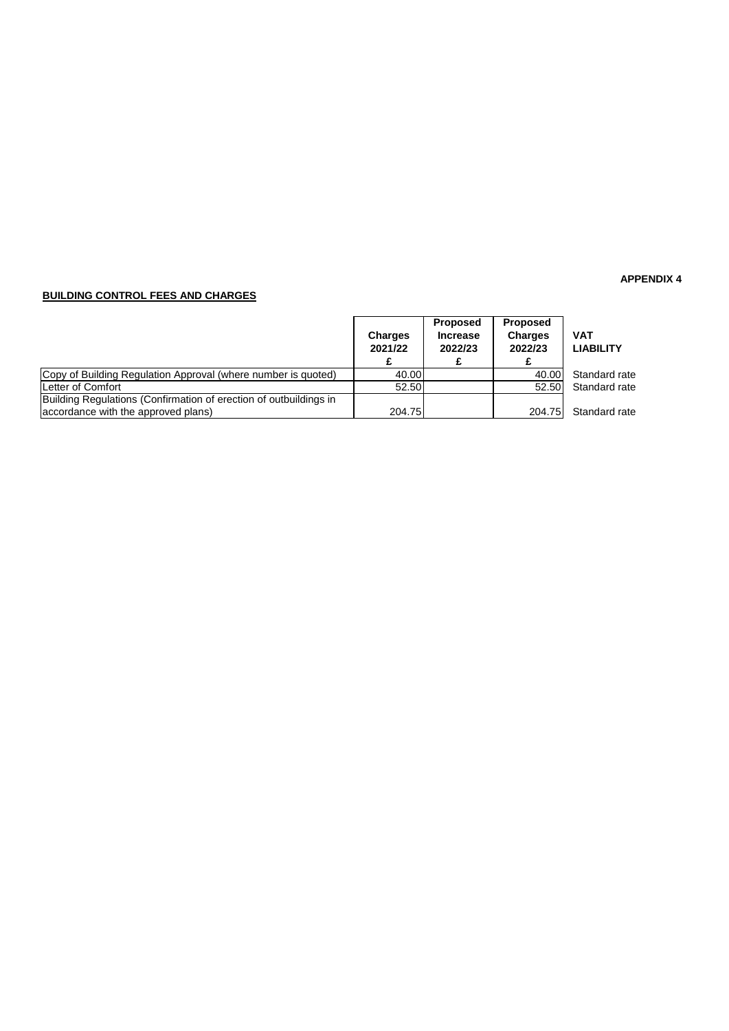**APPENDIX 4**

**BUILDING CONTROL FEES AND CHARGES**

| | Charges 2021/22 £ | Proposed Increase 2022/23 £ | Proposed Charges 2022/23 £ | VAT LIABILITY |
|---|---|---|---|---|
| Copy of Building Regulation Approval (where number is quoted) | 40.00 | | 40.00 | Standard rate |
| Letter of Comfort | 52.50 | | 52.50 | Standard rate |
| Building Regulations (Confirmation of erection of outbuildings in accordance with the approved plans) | 204.75 | | 204.75 | Standard rate |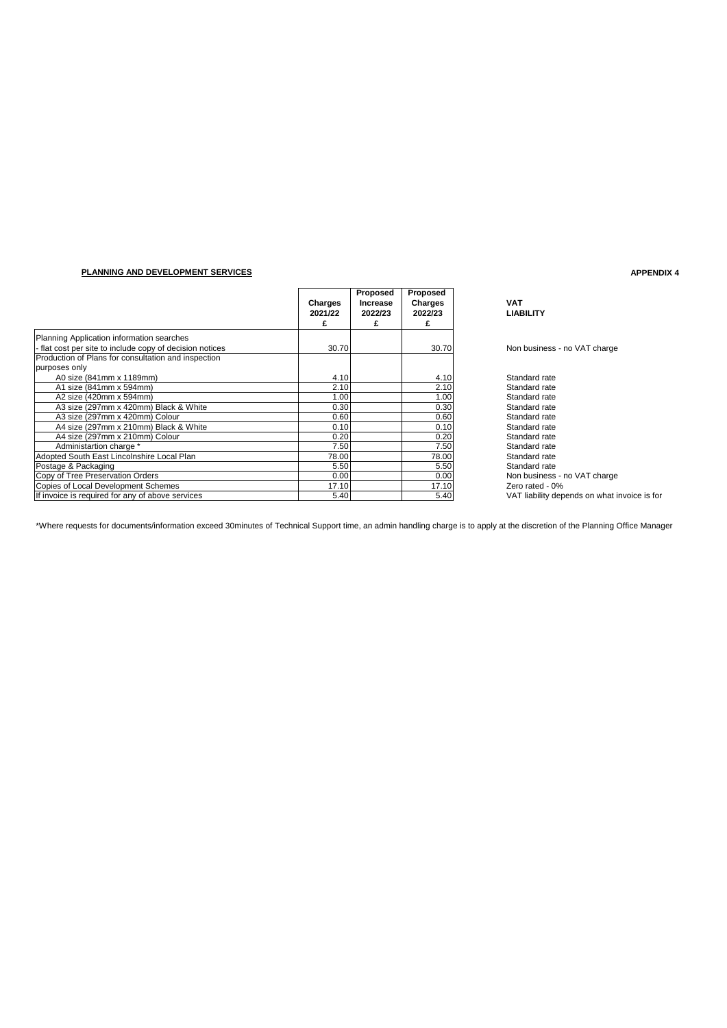**PLANNING AND DEVELOPMENT SERVICES**

**APPENDIX 4**

| | Charges 2021/22 £ | Proposed Increase 2022/23 £ | Proposed Charges 2022/23 £ | VAT LIABILITY |
|---|---|---|---|---|
| Planning Application information searches | | | | |
| - flat cost per site to include copy of decision notices | 30.70 | | 30.70 | Non business - no VAT charge |
| Production of Plans for consultation and inspection purposes only | | | | |
| A0 size (841mm x 1189mm) | 4.10 | | 4.10 | Standard rate |
| A1 size (841mm x 594mm) | 2.10 | | 2.10 | Standard rate |
| A2 size (420mm x 594mm) | 1.00 | | 1.00 | Standard rate |
| A3 size (297mm x 420mm) Black & White | 0.30 | | 0.30 | Standard rate |
| A3 size (297mm x 420mm) Colour | 0.60 | | 0.60 | Standard rate |
| A4 size (297mm x 210mm) Black & White | 0.10 | | 0.10 | Standard rate |
| A4 size (297mm x 210mm) Colour | 0.20 | | 0.20 | Standard rate |
| Administartion charge * | 7.50 | | 7.50 | Standard rate |
| Adopted South East Lincolnshire Local Plan | 78.00 | | 78.00 | Standard rate |
| Postage & Packaging | 5.50 | | 5.50 | Standard rate |
| Copy of Tree Preservation Orders | 0.00 | | 0.00 | Non business - no VAT charge |
| Copies of Local Development Schemes | 17.10 | | 17.10 | Zero rated - 0% |
| If invoice is required for any of above services | 5.40 | | 5.40 | VAT liability depends on what invoice is for |

*Where requests for documents/information exceed 30minutes of Technical Support time, an admin handling charge is to apply at the discretion of the Planning Office Manager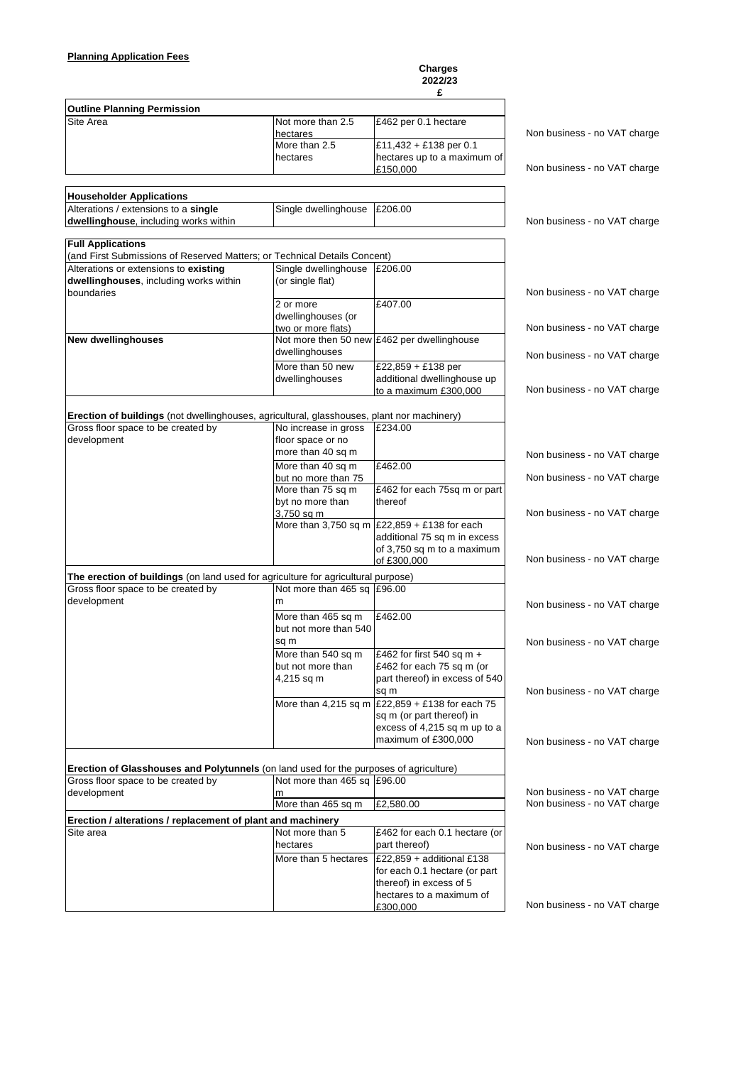**Planning Application Fees**

| | | Charges 2022/23 £ | |
|---|---|---|---|
| **Outline Planning Permission** | | | |
| Site Area | Not more than 2.5 hectares | £462 per 0.1 hectare | Non business - no VAT charge |
| | More than 2.5 hectares | £11,432 + £138 per 0.1 hectares up to a maximum of £150,000 | Non business - no VAT charge |
| **Householder Applications** | | | |
| Alterations / extensions to a **single dwellinghouse**, including works within | Single dwellinghouse | £206.00 | Non business - no VAT charge |
| **Full Applications** | | | |
| (and First Submissions of Reserved Matters; or Technical Details Concent) | | | |
| Alterations or extensions to **existing dwellinghouses**, including works within boundaries | Single dwellinghouse (or single flat) | £206.00 | Non business - no VAT charge |
| | 2 or more dwellinghouses (or two or more flats) | £407.00 | Non business - no VAT charge |
| **New dwellinghouses** | Not more then 50 new dwellinghouses | £462 per dwellinghouse | Non business - no VAT charge |
| | More than 50 new dwellinghouses | £22,859 + £138 per additional dwellinghouse up to a maximum £300,000 | Non business - no VAT charge |
| **Erection of buildings** (not dwellinghouses, agricultural, glasshouses, plant nor machinery) | | | |
| Gross floor space to be created by development | No increase in gross floor space or no more than 40 sq m | £234.00 | Non business - no VAT charge |
| | More than 40 sq m but no more than 75 | £462.00 | Non business - no VAT charge |
| | More than 75 sq m byt no more than 3,750 sq m | £462 for each 75sq m or part thereof | Non business - no VAT charge |
| | More than 3,750 sq m | £22,859 + £138 for each additional 75 sq m in excess of 3,750 sq m to a maximum of £300,000 | Non business - no VAT charge |
| **The erection of buildings** (on land used for agriculture for agricultural purpose) | | | |
| Gross floor space to be created by development | Not more than 465 sq m | £96.00 | Non business - no VAT charge |
| | More than 465 sq m but not more than 540 sq m | £462.00 | Non business - no VAT charge |
| | More than 540 sq m but not more than 4,215 sq m | £462 for first 540 sq m + £462 for each 75 sq m (or part thereof) in excess of 540 sq m | Non business - no VAT charge |
| | More than 4,215 sq m | £22,859 + £138 for each 75 sq m (or part thereof) in excess of 4,215 sq m up to a maximum of £300,000 | Non business - no VAT charge |
| **Erection of Glasshouses and Polytunnels** (on land used for the purposes of agriculture) | | | |
| Gross floor space to be created by development | Not more than 465 sq m | £96.00 | Non business - no VAT charge |
| | More than 465 sq m | £2,580.00 | Non business - no VAT charge |
| **Erection / alterations / replacement of plant and machinery** | | | |
| Site area | Not more than 5 hectares | £462 for each 0.1 hectare (or part thereof) | Non business - no VAT charge |
| | More than 5 hectares | £22,859 + additional £138 for each 0.1 hectare (or part thereof) in excess of 5 hectares to a maximum of £300,000 | Non business - no VAT charge |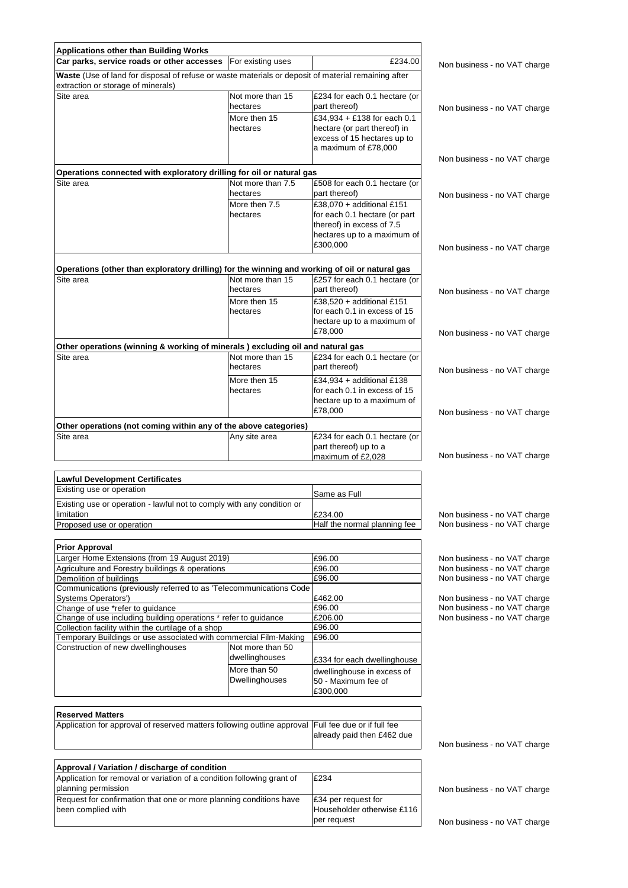| Applications other than Building Works | | | |
|---|---|---|---|
| **Car parks, service roads or other accesses** | For existing uses | £234.00 | Non business - no VAT charge |
| **Waste** (Use of land for disposal of refuse or waste materials or deposit of material remaining after extraction or storage of minerals) | | | |
| Site area | Not more than 15 hectares | £234 for each 0.1 hectare (or part thereof) | Non business - no VAT charge |
| | More then 15 hectares | £34,934 + £138 for each 0.1 hectare (or part thereof) in excess of 15 hectares up to a maximum of £78,000 | Non business - no VAT charge |
| **Operations connected with exploratory drilling for oil or natural gas** | | | |
| Site area | Not more than 7.5 hectares | £508 for each 0.1 hectare (or part thereof) | Non business - no VAT charge |
| | More then 7.5 hectares | £38,070 + additional £151 for each 0.1 hectare (or part thereof) in excess of 7.5 hectares up to a maximum of £300,000 | Non business - no VAT charge |
| **Operations (other than exploratory drilling) for the winning and working of oil or natural gas** | | | |
| Site area | Not more than 15 hectares | £257 for each 0.1 hectare (or part thereof) | Non business - no VAT charge |
| | More then 15 hectares | £38,520 + additional £151 for each 0.1 in excess of 15 hectare up to a maximum of £78,000 | Non business - no VAT charge |
| **Other operations (winning & working of minerals ) excluding oil and natural gas** | | | |
| Site area | Not more than 15 hectares | £234 for each 0.1 hectare (or part thereof) | Non business - no VAT charge |
| | More then 15 hectares | £34,934 + additional £138 for each 0.1 in excess of 15 hectare up to a maximum of £78,000 | Non business - no VAT charge |
| **Other operations (not coming within any of the above categories)** | | | |
| Site area | Any site area | £234 for each 0.1 hectare (or part thereof) up to a maximum of £2,028 | Non business - no VAT charge |

| Lawful Development Certificates | | |
|---|---|---|
| Existing use or operation | Same as Full | |
| Existing use or operation - lawful not to comply with any condition or limitation | £234.00 | Non business - no VAT charge |
| Proposed use or operation | Half the normal planning fee | Non business - no VAT charge |

| Prior Approval | | | |
|---|---|---|---|
| Larger Home Extensions (from 19 August 2019) | | £96.00 | Non business - no VAT charge |
| Agriculture and Forestry buildings & operations | | £96.00 | Non business - no VAT charge |
| Demolition of buildings | | £96.00 | Non business - no VAT charge |
| Communications (previously referred to as 'Telecommunications Code Systems Operators') | | £462.00 | Non business - no VAT charge |
| Change of use *refer to guidance | | £96.00 | Non business - no VAT charge |
| Change of use including building operations * refer to guidance | | £206.00 | Non business - no VAT charge |
| Collection facility within the curtilage of a shop | | £96.00 | |
| Temporary Buildings or use associated with commercial Film-Making | | £96.00 | |
| Construction of new dwellinghouses | Not more than 50 dwellinghouses | £334 for each dwellinghouse | |
| | More than 50 Dwellinghouses | dwellinghouse in excess of 50 - Maximum fee of £300,000 | |

| Reserved Matters | | |
|---|---|---|
| Application for approval of reserved matters following outline approval | Full fee due or if full fee already paid then £462 due | Non business - no VAT charge |

| Approval / Variation / discharge of condition | | |
|---|---|---|
| Application for removal or variation of a condition following grant of planning permission | £234 | Non business - no VAT charge |
| Request for confirmation that one or more planning conditions have been complied with | £34 per request for Householder otherwise £116 per request | Non business - no VAT charge |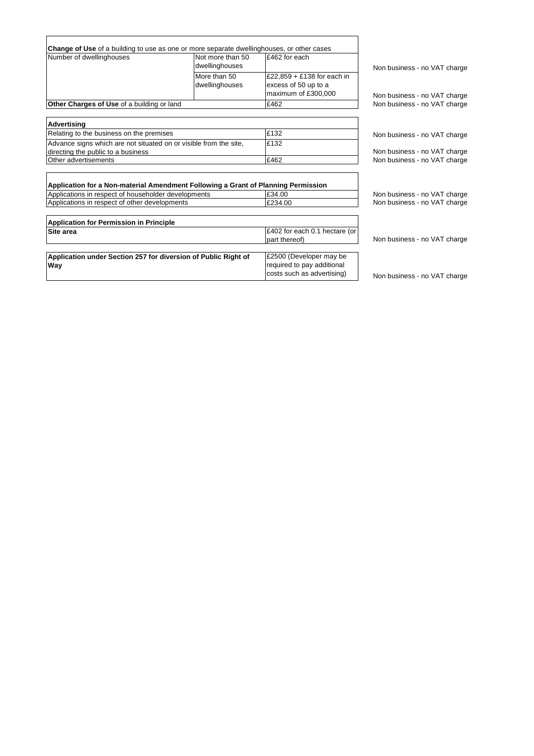| **Change of Use** of a building to use as one or more separate dwellinghouses, or other cases | | | |
|---|---|---|---|
| Number of dwellinghouses | Not more than 50 dwellinghouses | £462 for each | Non business - no VAT charge |
| | More than 50 dwellinghouses | £22,859 + £138 for each in excess of 50 up to a maximum of £300,000 | Non business - no VAT charge |
| **Other Charges of Use** of a building or land | | £462 | Non business - no VAT charge |

| **Advertising** | | |
|---|---|---|
| Relating to the business on the premises | £132 | Non business - no VAT charge |
| Advance signs which are not situated on or visible from the site, directing the public to a business | £132 | Non business - no VAT charge |
| Other advertisements | £462 | Non business - no VAT charge |

| **Application for a Non-material Amendment Following a Grant of Planning Permission** | | |
|---|---|---|
| Applications in respect of householder developments | £34.00 | Non business - no VAT charge |
| Applications in respect of other developments | £234.00 | Non business - no VAT charge |

| **Application for Permission in Principle** | | |
|---|---|---|
| **Site area** | £402 for each 0.1 hectare (or part thereof) | Non business - no VAT charge |

| **Application under Section 257 for diversion of Public Right of Way** | £2500 (Developer may be required to pay additional costs such as advertising) | Non business - no VAT charge |
|---|---|---|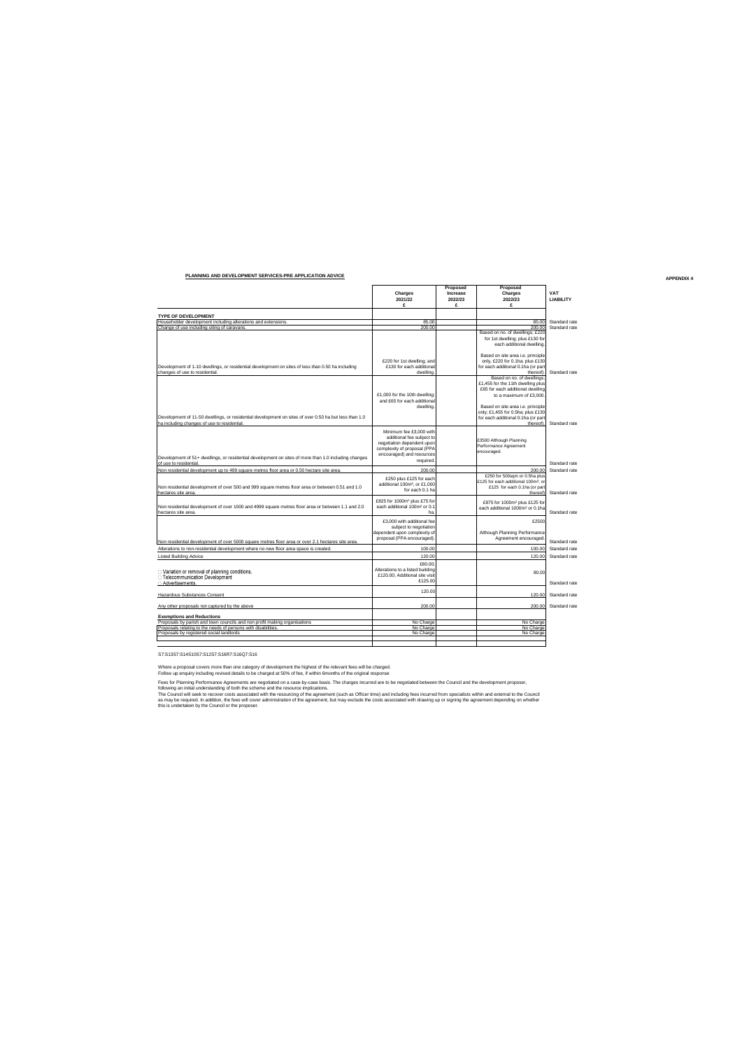**PLANNING AND DEVELOPMENT SERVICES-PRE APPLICATION ADVICE**

**APPENDIX 4**

| | Charges 2021/22 £ | Proposed Increase 2022/23 £ | Proposed Charges 2022/23 £ | VAT LIABILITY |
|---|---|---|---|---|
| **TYPE OF DEVELOPMENT** | | | | |
| Householder development including alterations and extensions. | 85.00 | | 85.00 | Standard rate |
| Change of use including siting of caravans. | 200.00 | | 200.00 | Standard rate |
| Development of 1-10 dwellings, or residential development on sites of less than 0.50 ha including changes of use to residential. | £220 for 1st dwelling; and £130 for each additional dwelling. | | Based on no. of dwellings; £220 for 1st dwelling; plus £130 for each additional dwelling. Based on site area i.e. principle only, £220 for 0.1ha; plus £130 for each additional 0.1ha (or part thereof). | Standard rate |
| Development of 11-50 dwellings, or residential development on sites of over 0.50 ha but less than 1.0 ha including changes of use to residential. | £1,000 for the 10th dwelling; and £65 for each additional dwelling. | | Based on no. of dwellings; £1,455 for the 11th dwelling plus £65 for each additional dwelling to a maximum of £3,000. Based on site area i.e. principle only; £1,455 for 0.5ha; plus £130 for each additional 0.1ha (or part thereof). | Standard rate |
| Development of 51+ dwellings, or residential development on sites of more than 1.0 including changes of use to residential. | Minimum fee £3,000 with additional fee subject to negotiation dependent upon complexity of proposal (PPA encouraged) and resources required. | | £3500 Although Planning Performance Agreement encouraged. | Standard rate |
| Non residential development up to 499 square metres floor area or 0.50 hectare site area. | 200.00 | | 200.00 | Standard rate |
| Non residential development of over 500 and 999 square metres floor area or between 0.51 and 1.0 hectares site area. | £250 plus £125 for each additional 100m²; or £1,000 for each 0.1 ha | | £250 for 500sqm or 0.5ha plus £125 for each additional 100m²; or £125 for each 0.1ha (or part thereof) | Standard rate |
| Non residential development of over 1000 and 4999 square metres floor area or between 1.1 and 2.0 hectares site area. | £825 for 1000m² plus £75 for each additional 100m² or 0.1 ha. | | £875 for 1000m² plus £125 for each additional 1000m² or 0.1ha | Standard rate |
| Non residential development of over 5000 square metres floor area or over 2.1 hectares site area. | £3,000 with additional fee subject to negotiation dependent upon complexity of proposal (PPA encouraged). | | £2500 Although Planning Performance Agreement encouraged. | Standard rate |
| Alterations to non-residential development where no new floor area space is created. | 100.00 | | 100.00 | Standard rate |
| Listed Building Advice | 120.00 | | 120.00 | Standard rate |
| □ Variation or removal of planning conditions. □ Telecommunication Development □ Advertisements. | £80.00; Alterations to a listed building £120.00; Additional site visit £125.00 | | 80.00 | Standard rate |
| Hazardous Substances Consent | 120.00 | | 120.00 | Standard rate |
| Any other proposals not captured by the above | 200.00 | | 200.00 | Standard rate |
| **Exemptions and Reductions** | | | | |
| Proposals by parish and town councils and non profit making organisations | No Charge | | No Charge | |
| Proposals relating to the needs of persons with disabilities. | No Charge | | No Charge | |
| Proposals by registered social landlords | No Charge | | No Charge | |

S7:S13S7:S14S10S7:S12S7:S16R7:S16Q7:S16

Where a proposal covers more than one category of development the highest of the relevant fees will be charged.
Follow up enquiry including revised details to be charged at 50% of fee, if within 6months of the original response

Fees for Planning Performance Agreements are negotiated on a case-by-case basis. The charges incurred are to be negotiated between the Council and the development proposer, following an initial understanding of both the scheme and the resource implications.
The Council will seek to recover costs associated with the resourcing of the agreement (such as Officer time) and including fees incurred from specialists within and external to the Council as may be required. In addition, the fees will cover administration of the agreement, but may exclude the costs associated with drawing up or signing the agreement depending on whether this is undertaken by the Council or the proposer.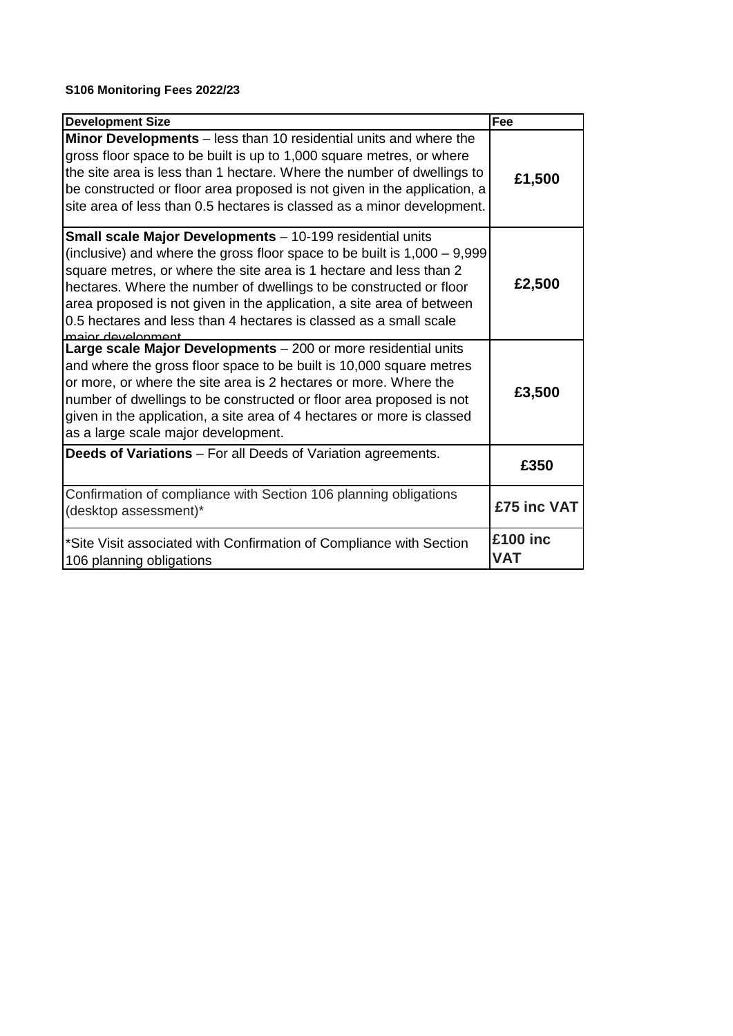**S106 Monitoring Fees 2022/23**

| Development Size | Fee |
|---|---|
| **Minor Developments** – less than 10 residential units and where the gross floor space to be built is up to 1,000 square metres, or where the site area is less than 1 hectare. Where the number of dwellings to be constructed or floor area proposed is not given in the application, a site area of less than 0.5 hectares is classed as a minor development. | **£1,500** |
| **Small scale Major Developments** – 10-199 residential units (inclusive) and where the gross floor space to be built is 1,000 – 9,999 square metres, or where the site area is 1 hectare and less than 2 hectares. Where the number of dwellings to be constructed or floor area proposed is not given in the application, a site area of between 0.5 hectares and less than 4 hectares is classed as a small scale major development | **£2,500** |
| **Large scale Major Developments** – 200 or more residential units and where the gross floor space to be built is 10,000 square metres or more, or where the site area is 2 hectares or more. Where the number of dwellings to be constructed or floor area proposed is not given in the application, a site area of 4 hectares or more is classed as a large scale major development. | **£3,500** |
| **Deeds of Variations** – For all Deeds of Variation agreements. | **£350** |
| Confirmation of compliance with Section 106 planning obligations (desktop assessment)* | **£75 inc VAT** |
| *Site Visit associated with Confirmation of Compliance with Section 106 planning obligations | **£100 inc VAT** |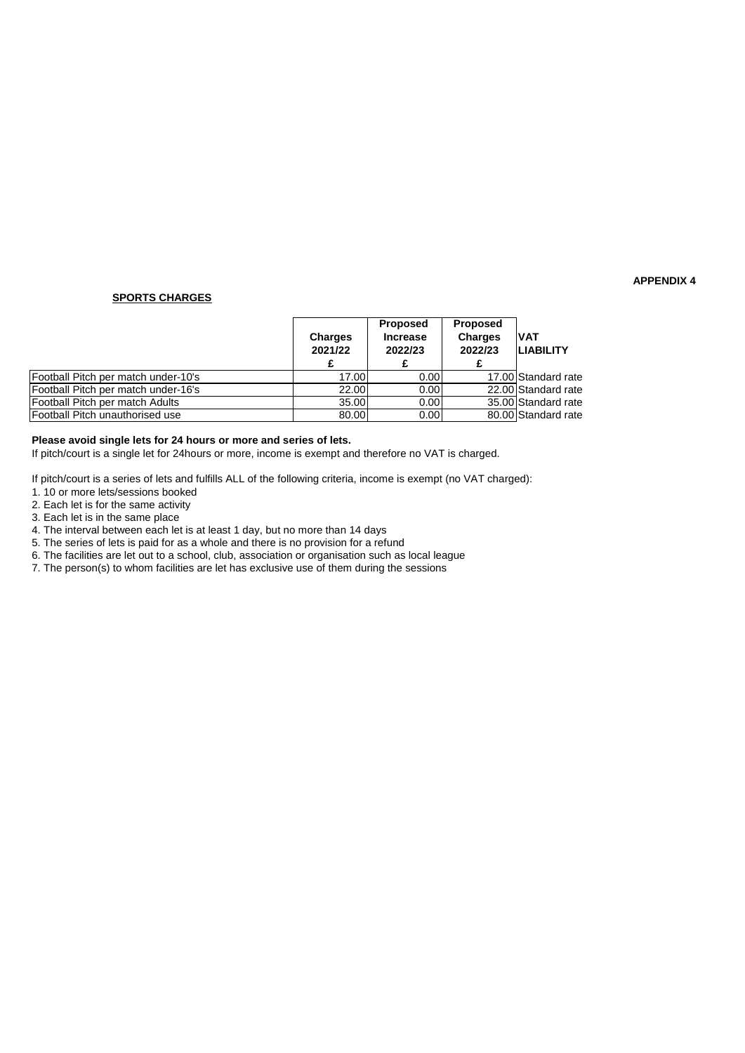**APPENDIX 4**

**SPORTS CHARGES**

| | Charges 2021/22 £ | Proposed Increase 2022/23 £ | Proposed Charges 2022/23 £ | VAT LIABILITY |
|---|---|---|---|---|
| Football Pitch per match under-10's | 17.00 | 0.00 | 17.00 | Standard rate |
| Football Pitch per match under-16's | 22.00 | 0.00 | 22.00 | Standard rate |
| Football Pitch per match Adults | 35.00 | 0.00 | 35.00 | Standard rate |
| Football Pitch unauthorised use | 80.00 | 0.00 | 80.00 | Standard rate |

**Please avoid single lets for 24 hours or more and series of lets.**

If pitch/court is a single let for 24hours or more, income is exempt and therefore no VAT is charged.

If pitch/court is a series of lets and fulfills ALL of the following criteria, income is exempt (no VAT charged):

1. 10 or more lets/sessions booked
2. Each let is for the same activity
3. Each let is in the same place
4. The interval between each let is at least 1 day, but no more than 14 days
5. The series of lets is paid for as a whole and there is no provision for a refund
6. The facilities are let out to a school, club, association or organisation such as local league
7. The person(s) to whom facilities are let has exclusive use of them during the sessions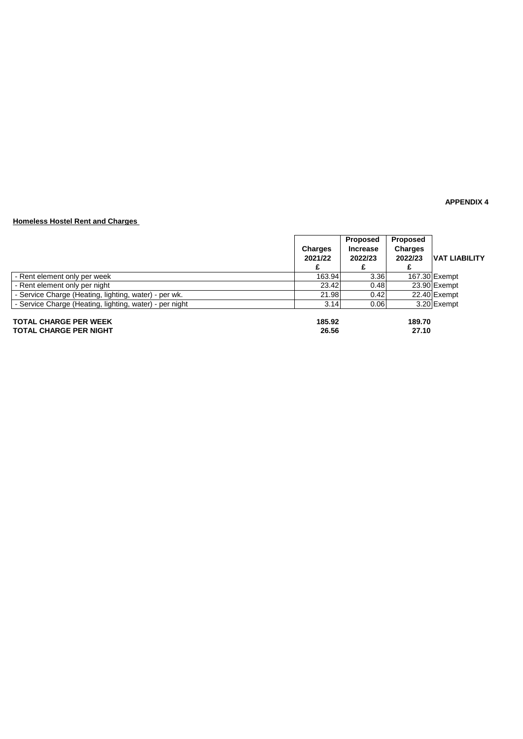**APPENDIX 4**

**Homeless Hostel Rent and Charges**

| | **Charges 2021/22 £** | **Proposed Increase 2022/23 £** | **Proposed Charges 2022/23 £** | **VAT LIABILITY** |
|---|---|---|---|---|
| - Rent element only per week | 163.94 | 3.36 | 167.30 | Exempt |
| - Rent element only per night | 23.42 | 0.48 | 23.90 | Exempt |
| - Service Charge (Heating, lighting, water) - per wk. | 21.98 | 0.42 | 22.40 | Exempt |
| - Service Charge (Heating, lighting, water) - per night | 3.14 | 0.06 | 3.20 | Exempt |
| | | | | |
| **TOTAL CHARGE PER WEEK** | **185.92** | | **189.70** | |
| **TOTAL CHARGE PER NIGHT** | **26.56** | | **27.10** | |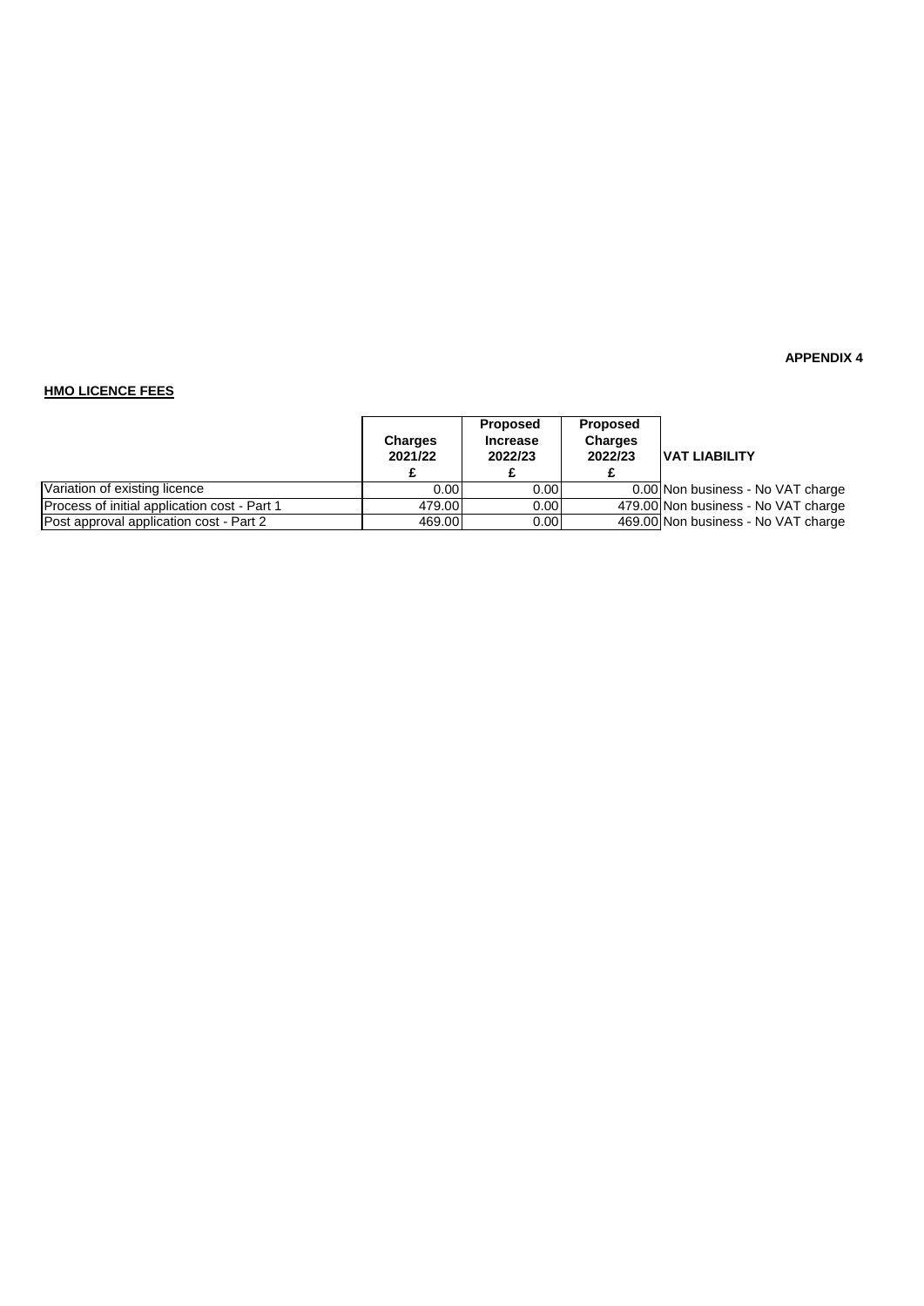**APPENDIX 4**

**HMO LICENCE FEES**

| | Charges 2021/22 £ | Proposed Increase 2022/23 £ | Proposed Charges 2022/23 £ | VAT LIABILITY |
|---|---|---|---|---|
| Variation of existing licence | 0.00 | 0.00 | 0.00 | Non business - No VAT charge |
| Process of initial application cost - Part 1 | 479.00 | 0.00 | 479.00 | Non business - No VAT charge |
| Post approval application cost - Part 2 | 469.00 | 0.00 | 469.00 | Non business - No VAT charge |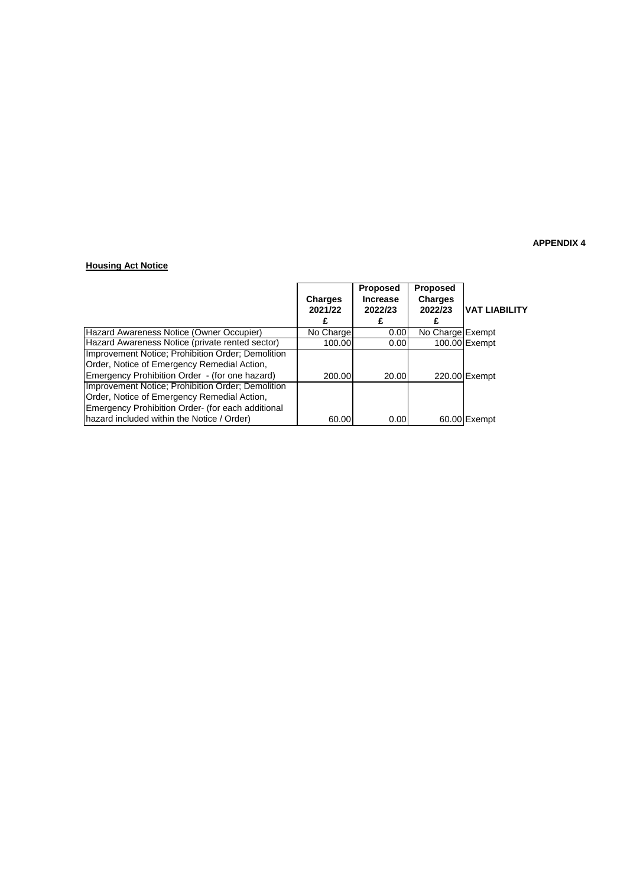**APPENDIX 4**

**Housing Act Notice**

| | Charges 2021/22 £ | Proposed Increase 2022/23 £ | Proposed Charges 2022/23 £ | VAT LIABILITY |
|---|---|---|---|---|
| Hazard Awareness Notice (Owner Occupier) | No Charge | 0.00 | No Charge | Exempt |
| Hazard Awareness Notice (private rented sector) | 100.00 | 0.00 | 100.00 | Exempt |
| Improvement Notice; Prohibition Order; Demolition Order, Notice of Emergency Remedial Action, Emergency Prohibition Order - (for one hazard) | 200.00 | 20.00 | 220.00 | Exempt |
| Improvement Notice; Prohibition Order; Demolition Order, Notice of Emergency Remedial Action, Emergency Prohibition Order- (for each additional hazard included within the Notice / Order) | 60.00 | 0.00 | 60.00 | Exempt |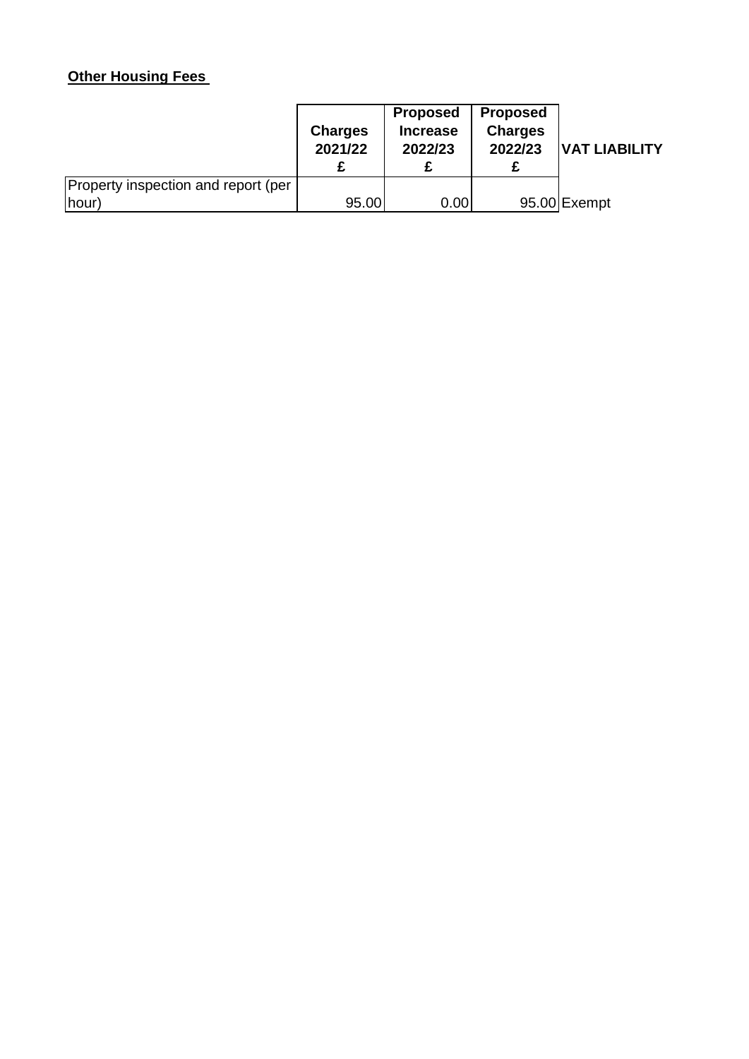**Other Housing Fees**

| | Charges 2021/22 £ | Proposed Increase 2022/23 £ | Proposed Charges 2022/23 £ | VAT LIABILITY |
|---|---|---|---|---|
| Property inspection and report (per hour) | 95.00 | 0.00 | 95.00 | Exempt |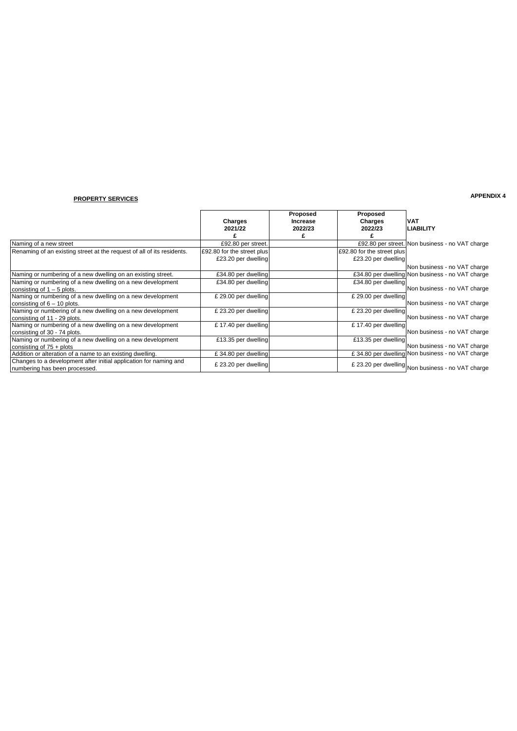**APPENDIX 4**

**PROPERTY SERVICES**

| | Charges 2021/22 £ | Proposed Increase 2022/23 £ | Proposed Charges 2022/23 £ | VAT LIABILITY |
|---|---|---|---|---|
| Naming of a new street | £92.80 per street. | | £92.80 per street. | Non business - no VAT charge |
| Renaming of an existing street at the request of all of its residents. | £92.80 for the street plus £23.20 per dwelling | | £92.80 for the street plus £23.20 per dwelling | Non business - no VAT charge |
| Naming or numbering of a new dwelling on an existing street. | £34.80 per dwelling | | £34.80 per dwelling | Non business - no VAT charge |
| Naming or numbering of a new dwelling on a new development consisting of 1 – 5 plots. | £34.80 per dwelling | | £34.80 per dwelling | Non business - no VAT charge |
| Naming or numbering of a new dwelling on a new development consisting of 6 – 10 plots. | £ 29.00 per dwelling | | £ 29.00 per dwelling | Non business - no VAT charge |
| Naming or numbering of a new dwelling on a new development consisting of 11 - 29 plots. | £ 23.20 per dwelling | | £ 23.20 per dwelling | Non business - no VAT charge |
| Naming or numbering of a new dwelling on a new development consisting of 30 - 74 plots. | £ 17.40 per dwelling | | £ 17.40 per dwelling | Non business - no VAT charge |
| Naming or numbering of a new dwelling on a new development consisting of 75 + plots | £13.35 per dwelling | | £13.35 per dwelling | Non business - no VAT charge |
| Addition or alteration of a name to an existing dwelling. | £ 34.80 per dwelling | | £ 34.80 per dwelling | Non business - no VAT charge |
| Changes to a development after initial application for naming and numbering has been processed. | £ 23.20 per dwelling | | £ 23.20 per dwelling | Non business - no VAT charge |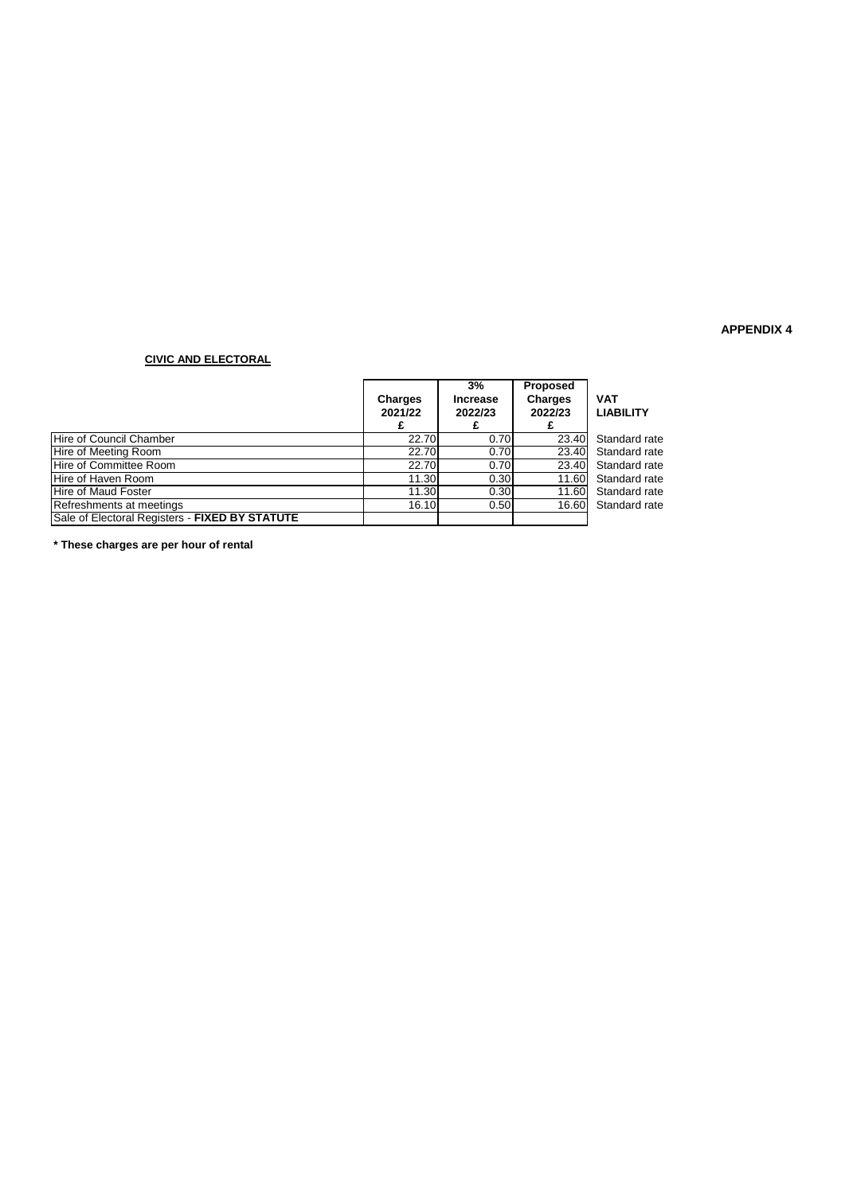**APPENDIX 4**

**CIVIC AND ELECTORAL**

| | Charges 2021/22 £ | 3% Increase 2022/23 £ | Proposed Charges 2022/23 £ | VAT LIABILITY |
|---|---|---|---|---|
| Hire of Council Chamber | 22.70 | 0.70 | 23.40 | Standard rate |
| Hire of Meeting Room | 22.70 | 0.70 | 23.40 | Standard rate |
| Hire of Committee Room | 22.70 | 0.70 | 23.40 | Standard rate |
| Hire of Haven Room | 11.30 | 0.30 | 11.60 | Standard rate |
| Hire of Maud Foster | 11.30 | 0.30 | 11.60 | Standard rate |
| Refreshments at meetings | 16.10 | 0.50 | 16.60 | Standard rate |
| Sale of Electoral Registers - **FIXED BY STATUTE** | | | | |

**\* These charges are per hour of rental**